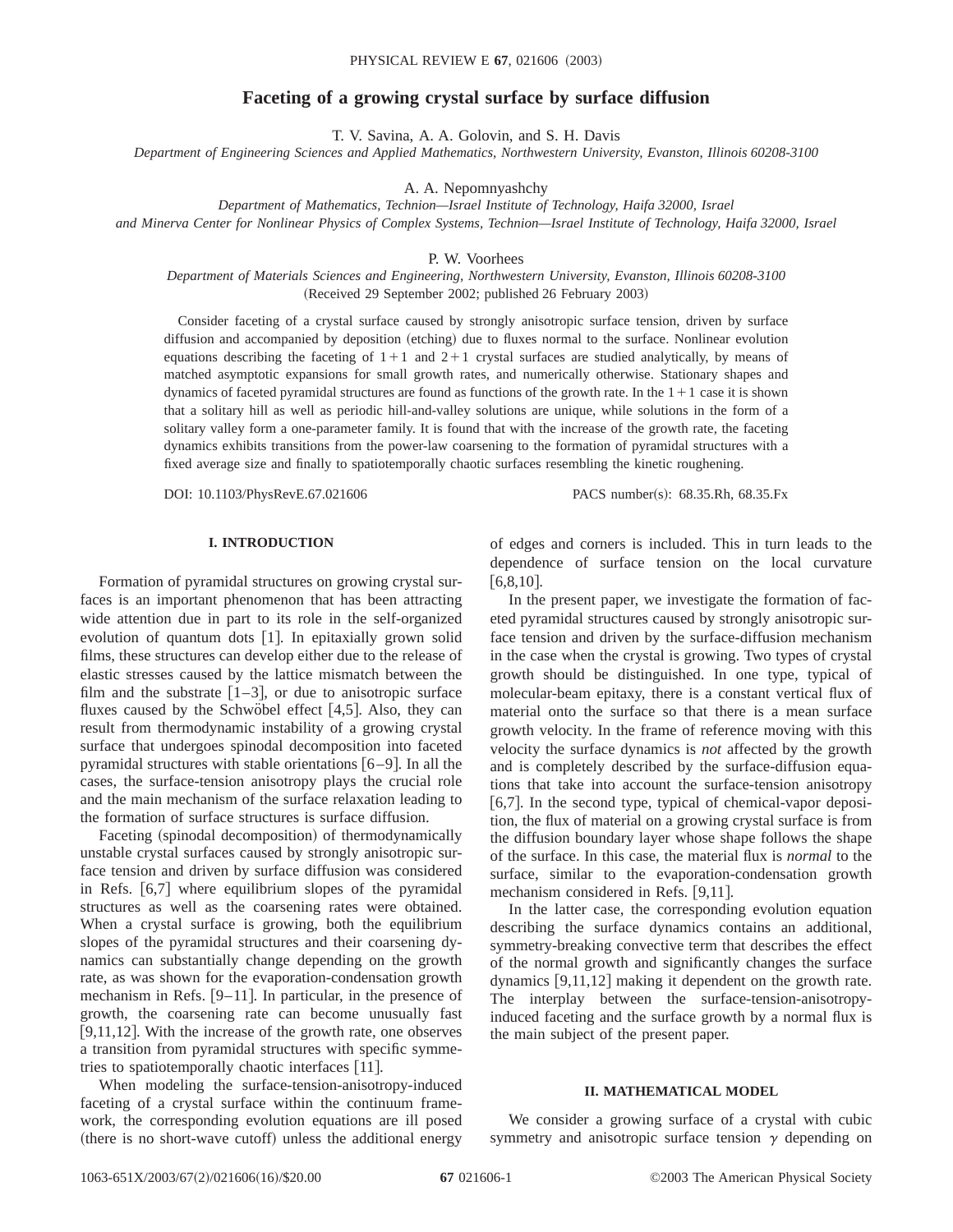# Faceting of a growing crystal surface by surface diffusion

T. V. Savina, A. A. Golovin, and S. H. Davis

*Department of Engineering Sciences and Applied Mathematics, Northwestern University, Evanston, Illinois 60208-3100*

A. A. Nepomnyashchy

*Department of Mathematics, Technion—Israel Institute of Technology, Haifa 32000, Israel*
*and Minerva Center for Nonlinear Physics of Complex Systems, Technion—Israel Institute of Technology, Haifa 32000, Israel*

P. W. Voorhees

*Department of Materials Sciences and Engineering, Northwestern University, Evanston, Illinois 60208-3100*

(Received 29 September 2002; published 26 February 2003)

Consider faceting of a crystal surface caused by strongly anisotropic surface tension, driven by surface diffusion and accompanied by deposition (etching) due to fluxes normal to the surface. Nonlinear evolution equations describing the faceting of $1+1$ and $2+1$ crystal surfaces are studied analytically, by means of matched asymptotic expansions for small growth rates, and numerically otherwise. Stationary shapes and dynamics of faceted pyramidal structures are found as functions of the growth rate. In the $1+1$ case it is shown that a solitary hill as well as periodic hill-and-valley solutions are unique, while solutions in the form of a solitary valley form a one-parameter family. It is found that with the increase of the growth rate, the faceting dynamics exhibits transitions from the power-law coarsening to the formation of pyramidal structures with a fixed average size and finally to spatiotemporally chaotic surfaces resembling the kinetic roughening.

DOI: 10.1103/PhysRevE.67.021606 PACS number(s): 68.35.Rh, 68.35.Fx

## I. INTRODUCTION

Formation of pyramidal structures on growing crystal surfaces is an important phenomenon that has been attracting wide attention due in part to its role in the self-organized evolution of quantum dots [1]. In epitaxially grown solid films, these structures can develop either due to the release of elastic stresses caused by the lattice mismatch between the film and the substrate [1–3], or due to anisotropic surface fluxes caused by the Schwöbel effect [4,5]. Also, they can result from thermodynamic instability of a growing crystal surface that undergoes spinodal decomposition into faceted pyramidal structures with stable orientations [6–9]. In all the cases, the surface-tension anisotropy plays the crucial role and the main mechanism of the surface relaxation leading to the formation of surface structures is surface diffusion.

Faceting (spinodal decomposition) of thermodynamically unstable crystal surfaces caused by strongly anisotropic surface tension and driven by surface diffusion was considered in Refs. [6,7] where equilibrium slopes of the pyramidal structures as well as the coarsening rates were obtained. When a crystal surface is growing, both the equilibrium slopes of the pyramidal structures and their coarsening dynamics can substantially change depending on the growth rate, as was shown for the evaporation-condensation growth mechanism in Refs. [9–11]. In particular, in the presence of growth, the coarsening rate can become unusually fast [9,11,12]. With the increase of the growth rate, one observes a transition from pyramidal structures with specific symmetries to spatiotemporally chaotic interfaces [11].

When modeling the surface-tension-anisotropy-induced faceting of a crystal surface within the continuum framework, the corresponding evolution equations are ill posed (there is no short-wave cutoff) unless the additional energy of edges and corners is included. This in turn leads to the dependence of surface tension on the local curvature [6,8,10].

In the present paper, we investigate the formation of faceted pyramidal structures caused by strongly anisotropic surface tension and driven by the surface-diffusion mechanism in the case when the crystal is growing. Two types of crystal growth should be distinguished. In one type, typical of molecular-beam epitaxy, there is a constant vertical flux of material onto the surface so that there is a mean surface growth velocity. In the frame of reference moving with this velocity the surface dynamics is *not* affected by the growth and is completely described by the surface-diffusion equations that take into account the surface-tension anisotropy [6,7]. In the second type, typical of chemical-vapor deposition, the flux of material on a growing crystal surface is from the diffusion boundary layer whose shape follows the shape of the surface. In this case, the material flux is *normal* to the surface, similar to the evaporation-condensation growth mechanism considered in Refs. [9,11].

In the latter case, the corresponding evolution equation describing the surface dynamics contains an additional, symmetry-breaking convective term that describes the effect of the normal growth and significantly changes the surface dynamics [9,11,12] making it dependent on the growth rate. The interplay between the surface-tension-anisotropy-induced faceting and the surface growth by a normal flux is the main subject of the present paper.

## II. MATHEMATICAL MODEL

We consider a growing surface of a crystal with cubic symmetry and anisotropic surface tension $\gamma$ depending on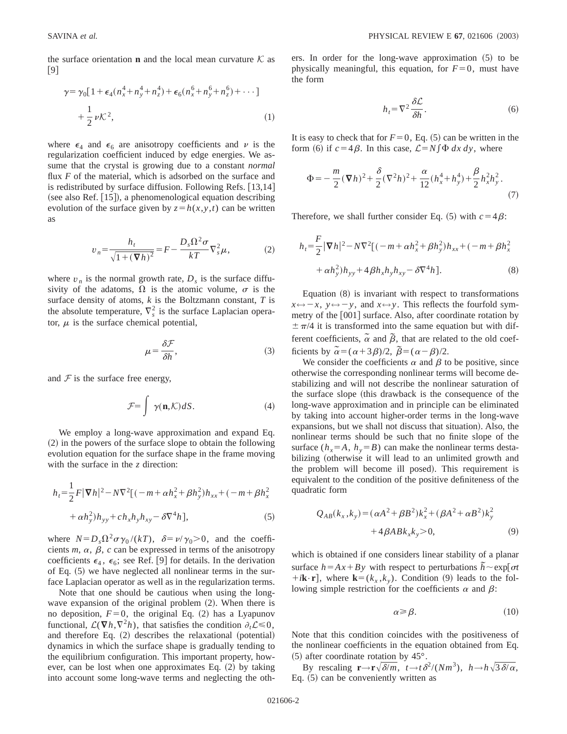the surface orientation $\mathbf{n}$ and the local mean curvature $\mathcal{K}$ as [9]

$$\gamma = \gamma_0[1+\epsilon_4(n_x^4+n_y^4+n_z^4)+\epsilon_6(n_x^6+n_y^6+n_z^6)+\cdots] + \frac{1}{2}\nu\mathcal{K}^2, \tag{1}$$

where $\epsilon_4$ and $\epsilon_6$ are anisotropy coefficients and $\nu$ is the regularization coefficient induced by edge energies. We assume that the crystal is growing due to a constant *normal* flux $F$ of the material, which is adsorbed on the surface and is redistributed by surface diffusion. Following Refs. [13,14] (see also Ref. [15]), a phenomenological equation describing evolution of the surface given by $z = h(x,y,t)$ can be written as

$$v_n = \frac{h_t}{\sqrt{1+(\boldsymbol{\nabla} h)^2}} = F - \frac{D_s\Omega^2\sigma}{kT}\nabla_s^2\mu, \tag{2}$$

where $v_n$ is the normal growth rate, $D_s$ is the surface diffusivity of the adatoms, $\Omega$ is the atomic volume, $\sigma$ is the surface density of atoms, $k$ is the Boltzmann constant, $T$ is the absolute temperature, $\nabla_s^2$ is the surface Laplacian operator, $\mu$ is the surface chemical potential,

$$\mu = \frac{\delta\mathcal{F}}{\delta h}, \tag{3}$$

and $\mathcal{F}$ is the surface free energy,

$$\mathcal{F} = \int \gamma(\mathbf{n},\mathcal{K})dS. \tag{4}$$

We employ a long-wave approximation and expand Eq. (2) in the powers of the surface slope to obtain the following evolution equation for the surface shape in the frame moving with the surface in the $z$ direction:

$$h_t = \frac{1}{2}F|\boldsymbol{\nabla} h|^2 - N\nabla^2[(-m+\alpha h_x^2+\beta h_y^2)h_{xx} + (-m+\beta h_x^2 + \alpha h_y^2)h_{yy} + c h_x h_y h_{xy} - \delta\nabla^4 h], \tag{5}$$

where $N = D_s\Omega^2\sigma\gamma_0/(kT)$, $\delta = \nu/\gamma_0 > 0$, and the coefficients $m$, $\alpha$, $\beta$, $c$ can be expressed in terms of the anisotropy coefficients $\epsilon_4$, $\epsilon_6$; see Ref. [9] for details. In the derivation of Eq. (5) we have neglected all nonlinear terms in the surface Laplacian operator as well as in the regularization terms.

Note that one should be cautious when using the long-wave expansion of the original problem (2). When there is no deposition, $F=0$, the original Eq. (2) has a Lyapunov functional, $\mathcal{L}(\boldsymbol{\nabla} h, \nabla^2 h)$, that satisfies the condition $\partial_t\mathcal{L} \leqslant 0$, and therefore Eq. (2) describes the relaxational (potential) dynamics in which the surface shape is gradually tending to the equilibrium configuration. This important property, however, can be lost when one approximates Eq. (2) by taking into account some long-wave terms and neglecting the others. In order for the long-wave approximation (5) to be physically meaningful, this equation, for $F=0$, must have the form

$$h_t = \nabla^2\frac{\delta\mathcal{L}}{\delta h}. \tag{6}$$

It is easy to check that for $F=0$, Eq. (5) can be written in the form (6) if $c=4\beta$. In this case, $\mathcal{L} = N\int\Phi\, dx\, dy$, where

$$\Phi = -\frac{m}{2}(\boldsymbol{\nabla} h)^2 + \frac{\delta}{2}(\nabla^2 h)^2 + \frac{\alpha}{12}(h_x^4+h_y^4) + \frac{\beta}{2}h_x^2h_y^2. \tag{7}$$

Therefore, we shall further consider Eq. (5) with $c=4\beta$:

$$h_t = \frac{F}{2}|\boldsymbol{\nabla} h|^2 - N\nabla^2[(-m+\alpha h_x^2+\beta h_y^2)h_{xx} + (-m+\beta h_x^2 + \alpha h_y^2)h_{yy} + 4\beta h_x h_y h_{xy} - \delta\nabla^4 h]. \tag{8}$$

Equation (8) is invariant with respect to transformations $x \leftrightarrow -x$, $y \leftrightarrow -y$, and $x \leftrightarrow y$. This reflects the fourfold symmetry of the [001] surface. Also, after coordinate rotation by $\pm\pi/4$ it is transformed into the same equation but with different coefficients, $\tilde{\alpha}$ and $\tilde{\beta}$, that are related to the old coefficients by $\tilde{\alpha} = (\alpha+3\beta)/2$, $\tilde{\beta} = (\alpha-\beta)/2$.

We consider the coefficients $\alpha$ and $\beta$ to be positive, since otherwise the corresponding nonlinear terms will become destabilizing and will not describe the nonlinear saturation of the surface slope (this drawback is the consequence of the long-wave approximation and in principle can be eliminated by taking into account higher-order terms in the long-wave expansions, but we shall not discuss that situation). Also, the nonlinear terms should be such that no finite slope of the surface ($h_x = A$, $h_y = B$) can make the nonlinear terms destabilizing (otherwise it will lead to an unlimited growth and the problem will become ill posed). This requirement is equivalent to the condition of the positive definiteness of the quadratic form

$$Q_{AB}(k_x,k_y) = (\alpha A^2 + \beta B^2)k_x^2 + (\beta A^2 + \alpha B^2)k_y^2 + 4\beta AB k_x k_y > 0, \tag{9}$$

which is obtained if one considers linear stability of a planar surface $h = Ax + By$ with respect to perturbations $\tilde{h} \sim \exp[\sigma t + i\mathbf{k}\cdot\mathbf{r}]$, where $\mathbf{k} = (k_x,k_y)$. Condition (9) leads to the following simple restriction for the coefficients $\alpha$ and $\beta$:

$$\alpha \geqslant \beta. \tag{10}$$

Note that this condition coincides with the positiveness of the nonlinear coefficients in the equation obtained from Eq. (5) after coordinate rotation by 45°.

By rescaling $\mathbf{r} \to \mathbf{r}\sqrt{\delta/m}$, $t \to t\delta^2/(Nm^3)$, $h \to h\sqrt{3\delta/\alpha}$, Eq. (5) can be conveniently written as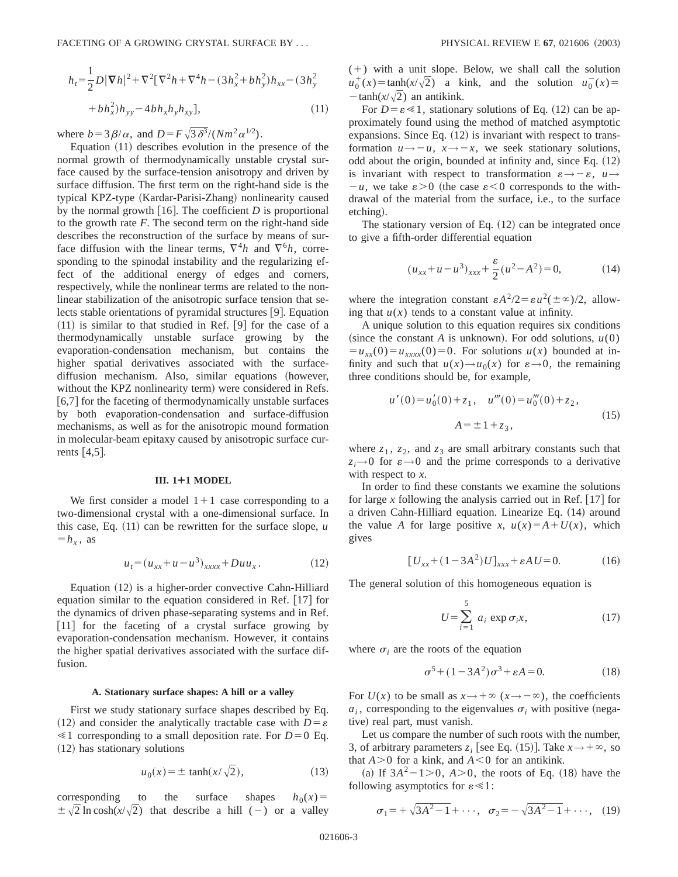$$h_t=\frac{1}{2}D|\nabla h|^2+\nabla^2[\nabla^2 h+\nabla^4 h-(3h_x^2+bh_y^2)h_{xx}-(3h_y^2+bh_x^2)h_{yy}-4bh_xh_yh_{xy}], \tag{11}$$

where $b=3\beta/\alpha$, and $D=F\sqrt{3\delta^3}/(Nm^2\alpha^{1/2})$.

Equation (11) describes evolution in the presence of the normal growth of thermodynamically unstable crystal surface caused by the surface-tension anisotropy and driven by surface diffusion. The first term on the right-hand side is the typical KPZ-type (Kardar-Parisi-Zhang) nonlinearity caused by the normal growth [16]. The coefficient $D$ is proportional to the growth rate $F$. The second term on the right-hand side describes the reconstruction of the surface by means of surface diffusion with the linear terms, $\nabla^4 h$ and $\nabla^6 h$, corresponding to the spinodal instability and the regularizing effect of the additional energy of edges and corners, respectively, while the nonlinear terms are related to the nonlinear stabilization of the anisotropic surface tension that selects stable orientations of pyramidal structures [9]. Equation (11) is similar to that studied in Ref. [9] for the case of a thermodynamically unstable surface growing by the evaporation-condensation mechanism, but contains the higher spatial derivatives associated with the surface-diffusion mechanism. Also, similar equations (however, without the KPZ nonlinearity term) were considered in Refs. [6,7] for the faceting of thermodynamically unstable surfaces by both evaporation-condensation and surface-diffusion mechanisms, as well as for the anisotropic mound formation in molecular-beam epitaxy caused by anisotropic surface currents [4,5].

## III. 1+1 MODEL

We first consider a model $1+1$ case corresponding to a two-dimensional crystal with a one-dimensional surface. In this case, Eq. (11) can be rewritten for the surface slope, $u=h_x$, as

$$u_t=(u_{xx}+u-u^3)_{xxxx}+Duu_x. \tag{12}$$

Equation (12) is a higher-order convective Cahn-Hilliard equation similar to the equation considered in Ref. [17] for the dynamics of driven phase-separating systems and in Ref. [11] for the faceting of a crystal surface growing by evaporation-condensation mechanism. However, it contains the higher spatial derivatives associated with the surface diffusion.

### A. Stationary surface shapes: A hill or a valley

First we study stationary surface shapes described by Eq. (12) and consider the analytically tractable case with $D=\varepsilon\ll 1$ corresponding to a small deposition rate. For $D=0$ Eq. (12) has stationary solutions

$$u_0(x)=\pm\tanh(x/\sqrt{2}), \tag{13}$$

corresponding to the surface shapes $h_0(x)=\pm\sqrt{2}\ln\cosh(x/\sqrt{2})$ that describe a hill $(-)$ or a valley $(+)$ with a unit slope. Below, we shall call the solution $u_0^+(x)=\tanh(x/\sqrt{2})$ a kink, and the solution $u_0^-(x)=-\tanh(x/\sqrt{2})$ an antikink.

For $D=\varepsilon\ll 1$, stationary solutions of Eq. (12) can be approximately found using the method of matched asymptotic expansions. Since Eq. (12) is invariant with respect to transformation $u\rightarrow -u$, $x\rightarrow -x$, we seek stationary solutions, odd about the origin, bounded at infinity and, since Eq. (12) is invariant with respect to transformation $\varepsilon\rightarrow-\varepsilon$, $u\rightarrow -u$, we take $\varepsilon>0$ (the case $\varepsilon<0$ corresponds to the withdrawal of the material from the surface, i.e., to the surface etching).

The stationary version of Eq. (12) can be integrated once to give a fifth-order differential equation

$$(u_{xx}+u-u^3)_{xxx}+\frac{\varepsilon}{2}(u^2-A^2)=0, \tag{14}$$

where the integration constant $\varepsilon A^2/2=\varepsilon u^2(\pm\infty)/2$, allowing that $u(x)$ tends to a constant value at infinity.

A unique solution to this equation requires six conditions (since the constant $A$ is unknown). For odd solutions, $u(0)=u_{xx}(0)=u_{xxxx}(0)=0$. For solutions $u(x)$ bounded at infinity and such that $u(x)\rightarrow u_0(x)$ for $\varepsilon\rightarrow 0$, the remaining three conditions should be, for example,

$$u'(0)=u_0'(0)+z_1,\quad u'''(0)=u_0'''(0)+z_2,$$
$$A=\pm 1+z_3, \tag{15}$$

where $z_1$, $z_2$, and $z_3$ are small arbitrary constants such that $z_i\rightarrow 0$ for $\varepsilon\rightarrow 0$ and the prime corresponds to a derivative with respect to $x$.

In order to find these constants we examine the solutions for large $x$ following the analysis carried out in Ref. [17] for a driven Cahn-Hilliard equation. Linearize Eq. (14) around the value $A$ for large positive $x$, $u(x)=A+U(x)$, which gives

$$[U_{xx}+(1-3A^2)U]_{xxx}+\varepsilon AU=0. \tag{16}$$

The general solution of this homogeneous equation is

$$U=\sum_{i=1}^{5}a_i\exp\sigma_i x, \tag{17}$$

where $\sigma_i$ are the roots of the equation

$$\sigma^5+(1-3A^2)\sigma^3+\varepsilon A=0. \tag{18}$$

For $U(x)$ to be small as $x\rightarrow+\infty$ $(x\rightarrow-\infty)$, the coefficients $a_i$, corresponding to the eigenvalues $\sigma_i$ with positive (negative) real part, must vanish.

Let us compare the number of such roots with the number, 3, of arbitrary parameters $z_i$ [see Eq. (15)]. Take $x\rightarrow+\infty$, so that $A>0$ for a kink, and $A<0$ for an antikink.

(a) If $3A^2-1>0$, $A>0$, the roots of Eq. (18) have the following asymptotics for $\varepsilon\ll 1$:

$$\sigma_1=+\sqrt{3A^2-1}+\cdots,\quad \sigma_2=-\sqrt{3A^2-1}+\cdots, \tag{19}$$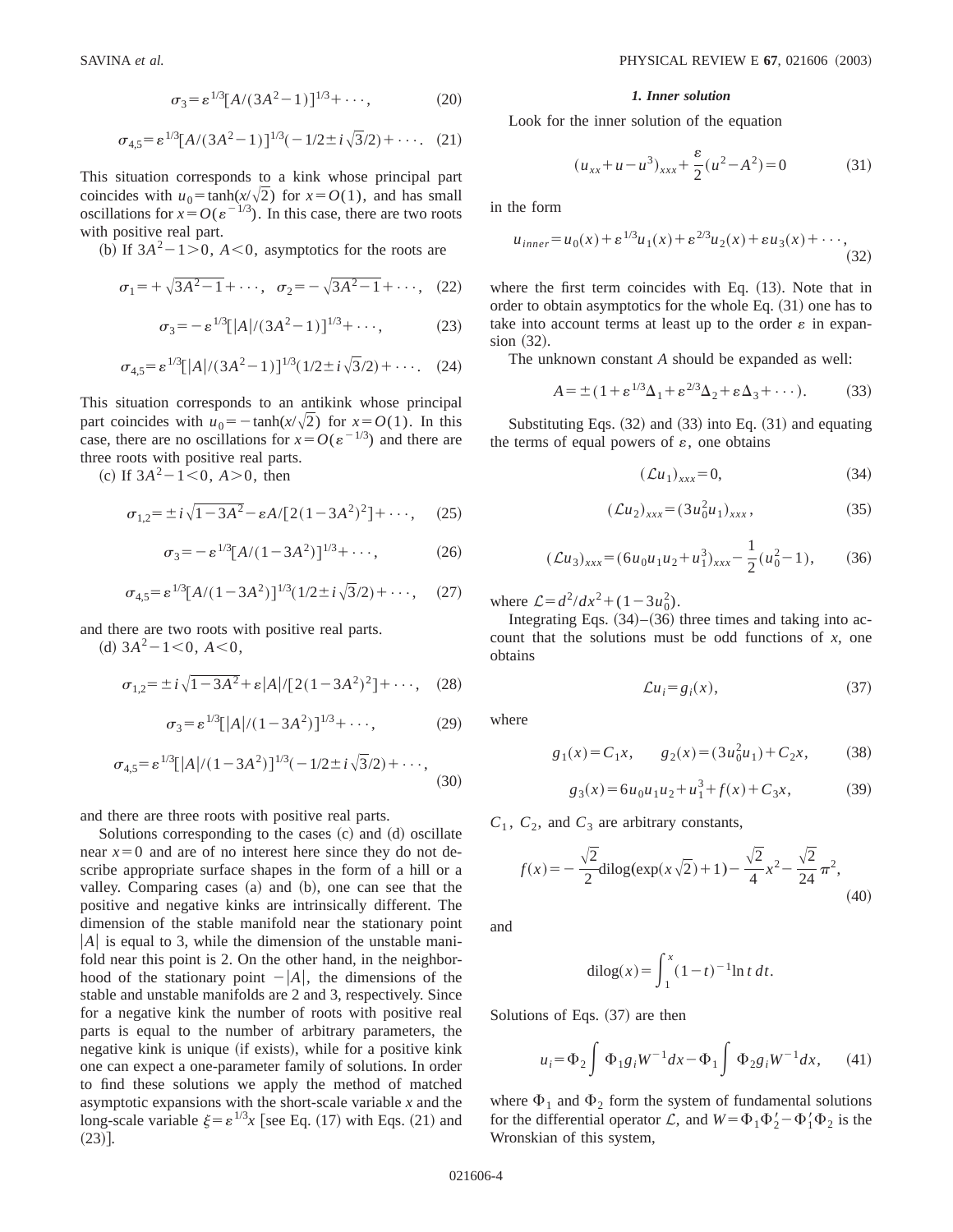$$\sigma_3 = \varepsilon^{1/3}[A/(3A^2-1)]^{1/3} + \cdots, \tag{20}$$

$$\sigma_{4,5} = \varepsilon^{1/3}[A/(3A^2-1)]^{1/3}(-1/2 \pm i\sqrt{3}/2) + \cdots. \tag{21}$$

This situation corresponds to a kink whose principal part coincides with $u_0 = \tanh(x/\sqrt{2})$ for $x = O(1)$, and has small oscillations for $x = O(\varepsilon^{-1/3})$. In this case, there are two roots with positive real part.

(b) If $3A^2 - 1 > 0$, $A < 0$, asymptotics for the roots are

$$\sigma_1 = +\sqrt{3A^2-1} + \cdots, \quad \sigma_2 = -\sqrt{3A^2-1} + \cdots, \tag{22}$$

$$\sigma_3 = -\varepsilon^{1/3}[|A|/(3A^2-1)]^{1/3} + \cdots, \tag{23}$$

$$\sigma_{4,5} = \varepsilon^{1/3}[|A|/(3A^2-1)]^{1/3}(1/2 \pm i\sqrt{3}/2) + \cdots. \tag{24}$$

This situation corresponds to an antikink whose principal part coincides with $u_0 = -\tanh(x/\sqrt{2})$ for $x = O(1)$. In this case, there are no oscillations for $x = O(\varepsilon^{-1/3})$ and there are three roots with positive real parts.

(c) If $3A^2 - 1 < 0$, $A > 0$, then

$$\sigma_{1,2} = \pm i\sqrt{1-3A^2} - \varepsilon A/[2(1-3A^2)^2] + \cdots, \tag{25}$$

$$\sigma_3 = -\varepsilon^{1/3}[A/(1-3A^2)]^{1/3} + \cdots, \tag{26}$$

$$\sigma_{4,5} = \varepsilon^{1/3}[A/(1-3A^2)]^{1/3}(1/2 \pm i\sqrt{3}/2) + \cdots, \tag{27}$$

and there are two roots with positive real parts.

(d) $3A^2 - 1 < 0$, $A < 0$,

$$\sigma_{1,2} = \pm i\sqrt{1-3A^2} + \varepsilon |A|/[2(1-3A^2)^2] + \cdots, \tag{28}$$

$$\sigma_3 = \varepsilon^{1/3}[|A|/(1-3A^2)]^{1/3} + \cdots, \tag{29}$$

$$\sigma_{4,5} = \varepsilon^{1/3}[|A|/(1-3A^2)]^{1/3}(-1/2 \pm i\sqrt{3}/2) + \cdots, \tag{30}$$

and there are three roots with positive real parts.

Solutions corresponding to the cases (c) and (d) oscillate near $x = 0$ and are of no interest here since they do not describe appropriate surface shapes in the form of a hill or a valley. Comparing cases (a) and (b), one can see that the positive and negative kinks are intrinsically different. The dimension of the stable manifold near the stationary point $|A|$ is equal to 3, while the dimension of the unstable manifold near this point is 2. On the other hand, in the neighborhood of the stationary point $-|A|$, the dimensions of the stable and unstable manifolds are 2 and 3, respectively. Since for a negative kink the number of roots with positive real parts is equal to the number of arbitrary parameters, the negative kink is unique (if exists), while for a positive kink one can expect a one-parameter family of solutions. In order to find these solutions we apply the method of matched asymptotic expansions with the short-scale variable $x$ and the long-scale variable $\xi = \varepsilon^{1/3}x$ [see Eq. (17) with Eqs. (21) and (23)].

#### 1. Inner solution

Look for the inner solution of the equation

$$(u_{xx} + u - u^3)_{xxx} + \frac{\varepsilon}{2}(u^2 - A^2) = 0 \tag{31}$$

in the form

$$u_{inner} = u_0(x) + \varepsilon^{1/3}u_1(x) + \varepsilon^{2/3}u_2(x) + \varepsilon u_3(x) + \cdots, \tag{32}$$

where the first term coincides with Eq. (13). Note that in order to obtain asymptotics for the whole Eq. (31) one has to take into account terms at least up to the order $\varepsilon$ in expansion (32).

The unknown constant $A$ should be expanded as well:

$$A = \pm(1 + \varepsilon^{1/3}\Delta_1 + \varepsilon^{2/3}\Delta_2 + \varepsilon\Delta_3 + \cdots). \tag{33}$$

Substituting Eqs. (32) and (33) into Eq. (31) and equating the terms of equal powers of $\varepsilon$, one obtains

$$(\mathcal{L}u_1)_{xxx} = 0, \tag{34}$$

$$(\mathcal{L}u_2)_{xxx} = (3u_0^2 u_1)_{xxx}, \tag{35}$$

$$(\mathcal{L}u_3)_{xxx} = (6u_0u_1u_2 + u_1^3)_{xxx} - \frac{1}{2}(u_0^2 - 1), \tag{36}$$

where $\mathcal{L} = d^2/dx^2 + (1 - 3u_0^2)$.

Integrating Eqs. (34)–(36) three times and taking into account that the solutions must be odd functions of $x$, one obtains

$$\mathcal{L}u_i = g_i(x), \tag{37}$$

where

$$g_1(x) = C_1 x, \qquad g_2(x) = (3u_0^2 u_1) + C_2 x, \tag{38}$$

$$g_3(x) = 6u_0u_1u_2 + u_1^3 + f(x) + C_3 x, \tag{39}$$

$C_1$, $C_2$, and $C_3$ are arbitrary constants,

$$f(x) = -\frac{\sqrt{2}}{2}\text{dilog}(\exp(x\sqrt{2}) + 1) - \frac{\sqrt{2}}{4}x^2 - \frac{\sqrt{2}}{24}\pi^2, \tag{40}$$

and

$$\text{dilog}(x) = \int_1^x (1-t)^{-1}\ln t\, dt.$$

Solutions of Eqs. (37) are then

$$u_i = \Phi_2 \int \Phi_1 g_i W^{-1} dx - \Phi_1 \int \Phi_2 g_i W^{-1} dx, \tag{41}$$

where $\Phi_1$ and $\Phi_2$ form the system of fundamental solutions for the differential operator $\mathcal{L}$, and $W = \Phi_1\Phi_2' - \Phi_1'\Phi_2$ is the Wronskian of this system,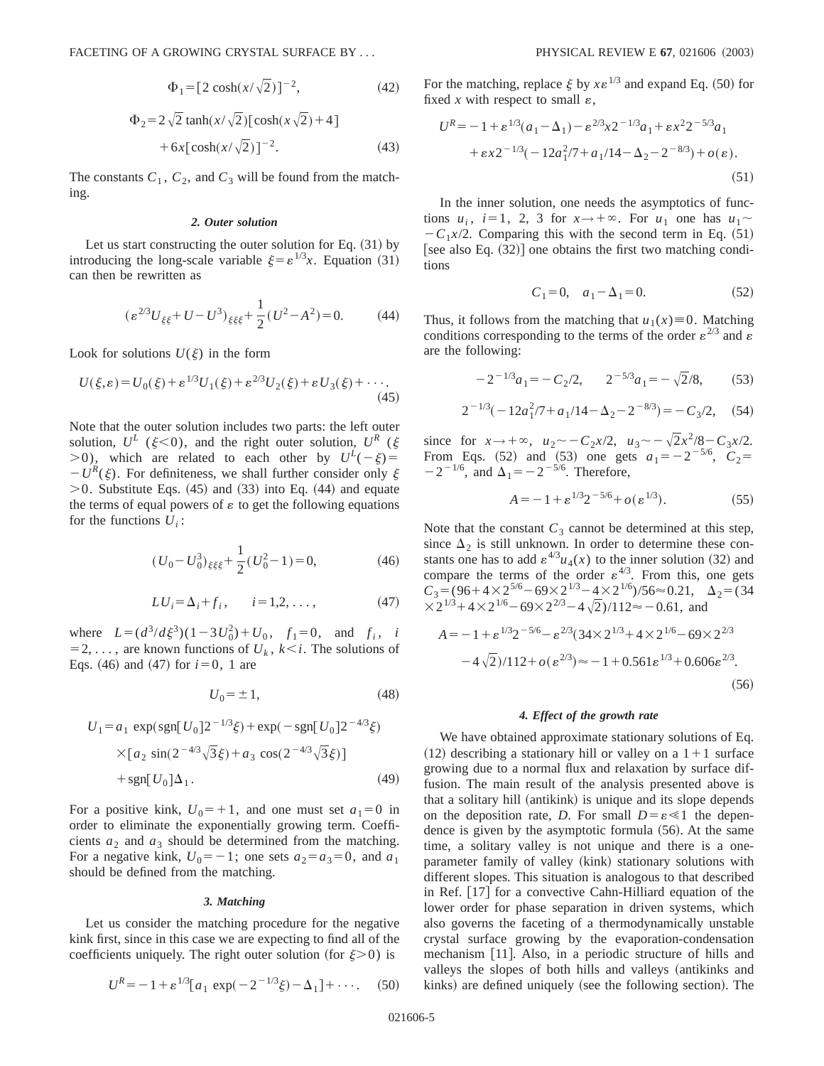$$\Phi_1 = [2\cosh(x/\sqrt{2})]^{-2}, \tag{42}$$

$$\Phi_2 = 2\sqrt{2}\tanh(x/\sqrt{2})[\cosh(x\sqrt{2})+4] + 6x[\cosh(x/\sqrt{2})]^{-2}. \tag{43}$$

The constants $C_1$, $C_2$, and $C_3$ will be found from the matching.

#### 2. Outer solution

Let us start constructing the outer solution for Eq. (31) by introducing the long-scale variable $\xi = \varepsilon^{1/3}x$. Equation (31) can then be rewritten as

$$(\varepsilon^{2/3}U_{\xi\xi} + U - U^3)_{\xi\xi\xi} + \frac{1}{2}(U^2 - A^2) = 0. \tag{44}$$

Look for solutions $U(\xi)$ in the form

$$U(\xi,\varepsilon) = U_0(\xi) + \varepsilon^{1/3}U_1(\xi) + \varepsilon^{2/3}U_2(\xi) + \varepsilon U_3(\xi) + \cdots. \tag{45}$$

Note that the outer solution includes two parts: the left outer solution, $U^L$ ($\xi<0$), and the right outer solution, $U^R$ ($\xi>0$), which are related to each other by $U^L(-\xi) = -U^R(\xi)$. For definiteness, we shall further consider only $\xi>0$. Substitute Eqs. (45) and (33) into Eq. (44) and equate the terms of equal powers of $\varepsilon$ to get the following equations for the functions $U_i$:

$$(U_0 - U_0^3)_{\xi\xi\xi} + \frac{1}{2}(U_0^2 - 1) = 0, \tag{46}$$

$$LU_i = \Delta_i + f_i, \qquad i = 1,2,\ldots, \tag{47}$$

where $L = (d^3/d\xi^3)(1-3U_0^2) + U_0$, $f_1 = 0$, and $f_i$, $i = 2,\ldots$, are known functions of $U_k$, $k<i$. The solutions of Eqs. (46) and (47) for $i = 0$, 1 are

$$U_0 = \pm 1, \tag{48}$$

$$U_1 = a_1\exp(\mathrm{sgn}[U_0]2^{-1/3}\xi) + \exp(-\mathrm{sgn}[U_0]2^{-4/3}\xi) \times [a_2\sin(2^{-4/3}\sqrt{3}\xi) + a_3\cos(2^{-4/3}\sqrt{3}\xi)] + \mathrm{sgn}[U_0]\Delta_1. \tag{49}$$

For a positive kink, $U_0 = +1$, and one must set $a_1 = 0$ in order to eliminate the exponentially growing term. Coefficients $a_2$ and $a_3$ should be determined from the matching. For a negative kink, $U_0 = -1$; one sets $a_2 = a_3 = 0$, and $a_1$ should be defined from the matching.

#### 3. Matching

Let us consider the matching procedure for the negative kink first, since in this case we are expecting to find all of the coefficients uniquely. The right outer solution (for $\xi>0$) is

$$U^R = -1 + \varepsilon^{1/3}[a_1\exp(-2^{-1/3}\xi) - \Delta_1] + \cdots. \tag{50}$$

For the matching, replace $\xi$ by $x\varepsilon^{1/3}$ and expand Eq. (50) for fixed $x$ with respect to small $\varepsilon$,

$$U^R = -1 + \varepsilon^{1/3}(a_1 - \Delta_1) - \varepsilon^{2/3}x2^{-1/3}a_1 + \varepsilon x^2 2^{-5/3}a_1 + \varepsilon x 2^{-1/3}(-12a_1^2/7 + a_1/14 - \Delta_2 - 2^{-8/3}) + o(\varepsilon). \tag{51}$$

In the inner solution, one needs the asymptotics of functions $u_i$, $i = 1$, 2, 3 for $x\to+\infty$. For $u_1$ one has $u_1 \sim -C_1x/2$. Comparing this with the second term in Eq. (51) [see also Eq. (32)] one obtains the first two matching conditions

$$C_1 = 0, \quad a_1 - \Delta_1 = 0. \tag{52}$$

Thus, it follows from the matching that $u_1(x)\equiv 0$. Matching conditions corresponding to the terms of the order $\varepsilon^{2/3}$ and $\varepsilon$ are the following:

$$-2^{-1/3}a_1 = -C_2/2, \qquad 2^{-5/3}a_1 = -\sqrt{2}/8, \tag{53}$$

$$2^{-1/3}(-12a_1^2/7 + a_1/14 - \Delta_2 - 2^{-8/3}) = -C_3/2, \tag{54}$$

since for $x\to+\infty$, $u_2 \sim -C_2x/2$, $u_3 \sim -\sqrt{2}x^2/8 - C_3x/2$. From Eqs. (52) and (53) one gets $a_1 = -2^{-5/6}$, $C_2 = -2^{-1/6}$, and $\Delta_1 = -2^{-5/6}$. Therefore,

$$A = -1 + \varepsilon^{1/3}2^{-5/6} + o(\varepsilon^{1/3}). \tag{55}$$

Note that the constant $C_3$ cannot be determined at this step, since $\Delta_2$ is still unknown. In order to determine these constants one has to add $\varepsilon^{4/3}u_4(x)$ to the inner solution (32) and compare the terms of the order $\varepsilon^{4/3}$. From this, one gets $C_3 = (96 + 4\times 2^{5/6} - 69\times 2^{1/3} - 4\times 2^{1/6})/56 \approx 0.21$, $\Delta_2 = (34\times 2^{1/3} + 4\times 2^{1/6} - 69\times 2^{2/3} - 4\sqrt{2})/112 \approx -0.61$, and

$$A = -1 + \varepsilon^{1/3}2^{-5/6} - \varepsilon^{2/3}(34\times 2^{1/3} + 4\times 2^{1/6} - 69\times 2^{2/3} - 4\sqrt{2})/112 + o(\varepsilon^{2/3}) \approx -1 + 0.561\varepsilon^{1/3} + 0.606\varepsilon^{2/3}. \tag{56}$$

#### 4. Effect of the growth rate

We have obtained approximate stationary solutions of Eq. (12) describing a stationary hill or valley on a 1+1 surface growing due to a normal flux and relaxation by surface diffusion. The main result of the analysis presented above is that a solitary hill (antikink) is unique and its slope depends on the deposition rate, $D$. For small $D = \varepsilon \ll 1$ the dependence is given by the asymptotic formula (56). At the same time, a solitary valley is not unique and there is a one-parameter family of valley (kink) stationary solutions with different slopes. This situation is analogous to that described in Ref. [17] for a convective Cahn-Hilliard equation of the lower order for phase separation in driven systems, which also governs the faceting of a thermodynamically unstable crystal surface growing by the evaporation-condensation mechanism [11]. Also, in a periodic structure of hills and valleys the slopes of both hills and valleys (antikinks and kinks) are defined uniquely (see the following section). The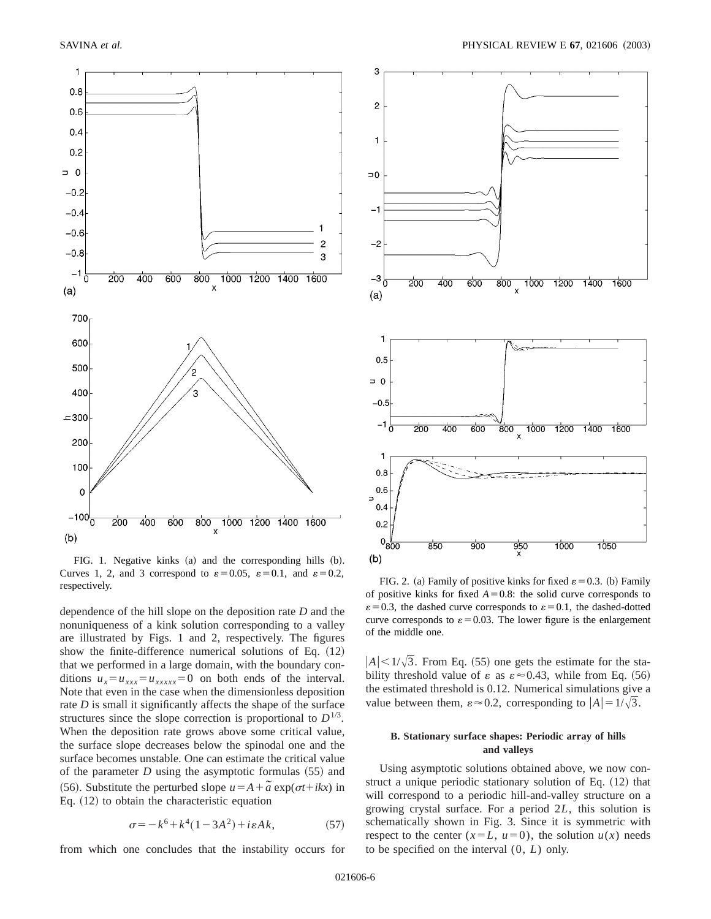FIG. 1. Negative kinks (a) and the corresponding hills (b). Curves 1, 2, and 3 correspond to $\varepsilon=0.05$, $\varepsilon=0.1$, and $\varepsilon=0.2$, respectively.

FIG. 2. (a) Family of positive kinks for fixed $\varepsilon=0.3$. (b) Family of positive kinks for fixed $A=0.8$: the solid curve corresponds to $\varepsilon=0.3$, the dashed curve corresponds to $\varepsilon=0.1$, the dashed-dotted curve corresponds to $\varepsilon=0.03$. The lower figure is the enlargement of the middle one.

dependence of the hill slope on the deposition rate $D$ and the nonuniqueness of a kink solution corresponding to a valley are illustrated by Figs. 1 and 2, respectively. The figures show the finite-difference numerical solutions of Eq. (12) that we performed in a large domain, with the boundary conditions $u_x = u_{xxx} = u_{xxxxx} = 0$ on both ends of the interval. Note that even in the case when the dimensionless deposition rate $D$ is small it significantly affects the shape of the surface structures since the slope correction is proportional to $D^{1/3}$. When the deposition rate grows above some critical value, the surface slope decreases below the spinodal one and the surface becomes unstable. One can estimate the critical value of the parameter $D$ using the asymptotic formulas (55) and (56). Substitute the perturbed slope $u = A + \tilde{a} \exp(\sigma t + ikx)$ in Eq. (12) to obtain the characteristic equation

$$\sigma = -k^6 + k^4(1-3A^2) + i\varepsilon A k, \tag{57}$$

from which one concludes that the instability occurs for $|A| < 1/\sqrt{3}$. From Eq. (55) one gets the estimate for the stability threshold value of $\varepsilon$ as $\varepsilon \approx 0.43$, while from Eq. (56) the estimated threshold is 0.12. Numerical simulations give a value between them, $\varepsilon \approx 0.2$, corresponding to $|A| = 1/\sqrt{3}$.

### B. Stationary surface shapes: Periodic array of hills and valleys

Using asymptotic solutions obtained above, we now construct a unique periodic stationary solution of Eq. (12) that will correspond to a periodic hill-and-valley structure on a growing crystal surface. For a period $2L$, this solution is schematically shown in Fig. 3. Since it is symmetric with respect to the center ($x = L$, $u = 0$), the solution $u(x)$ needs to be specified on the interval $(0, L)$ only.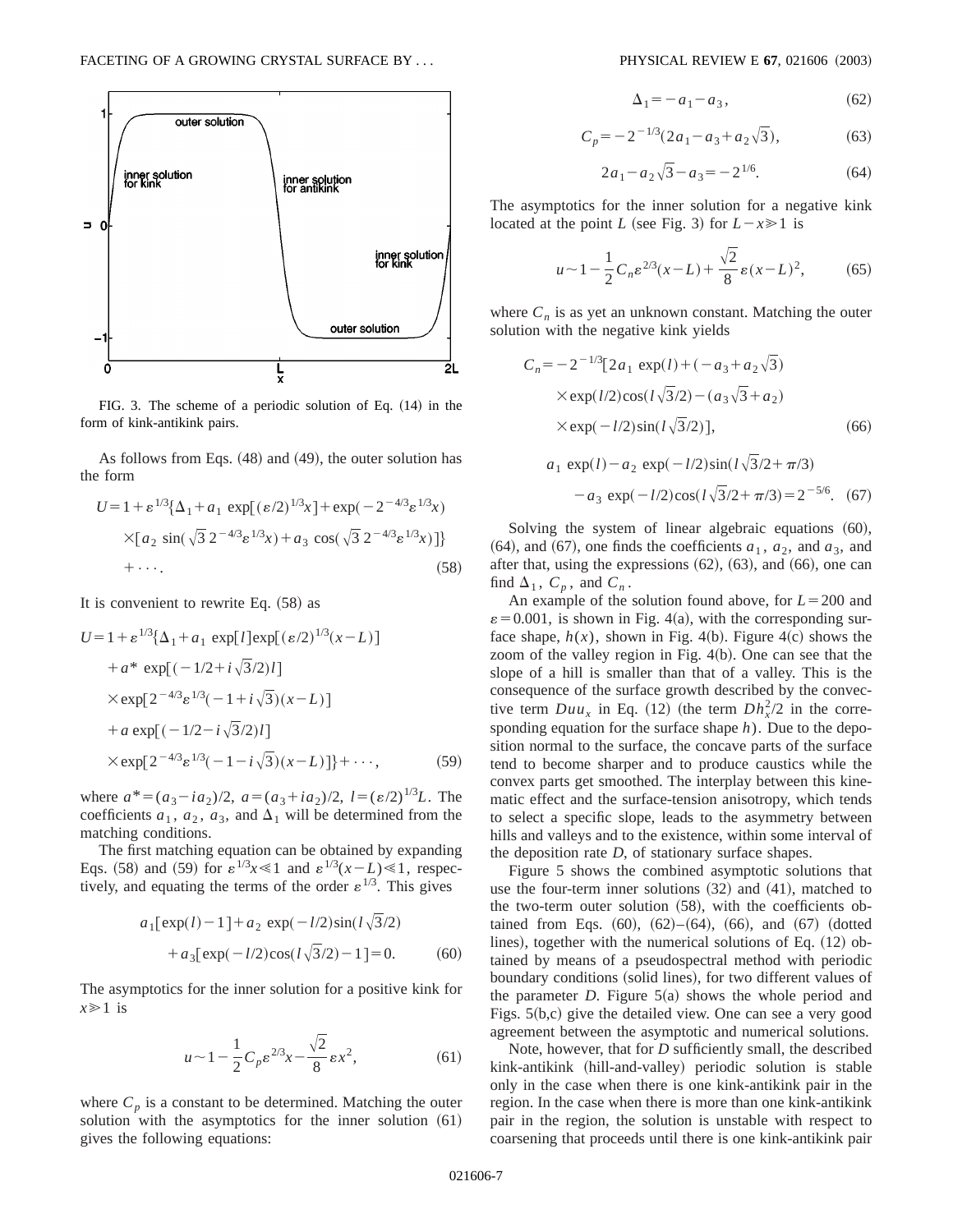FIG. 3. The scheme of a periodic solution of Eq. (14) in the form of kink-antikink pairs.

As follows from Eqs. (48) and (49), the outer solution has the form

$$U = 1 + \varepsilon^{1/3}\{\Delta_1 + a_1 \exp[(\varepsilon/2)^{1/3}x] + \exp(-2^{-4/3}\varepsilon^{1/3}x) \times [a_2 \sin(\sqrt{3}\,2^{-4/3}\varepsilon^{1/3}x) + a_3 \cos(\sqrt{3}\,2^{-4/3}\varepsilon^{1/3}x)]\} + \cdots. \tag{58}$$

It is convenient to rewrite Eq. (58) as

$$U = 1 + \varepsilon^{1/3}\{\Delta_1 + a_1 \exp[l]\exp[(\varepsilon/2)^{1/3}(x-L)] + a^* \exp[(-1/2 + i\sqrt{3}/2)l] \times \exp[2^{-4/3}\varepsilon^{1/3}(-1+i\sqrt{3})(x-L)] + a \exp[(-1/2 - i\sqrt{3}/2)l] \times \exp[2^{-4/3}\varepsilon^{1/3}(-1-i\sqrt{3})(x-L)]\} + \cdots, \tag{59}$$

where $a^* = (a_3 - ia_2)/2$, $a = (a_3 + ia_2)/2$, $l = (\varepsilon/2)^{1/3}L$. The coefficients $a_1$, $a_2$, $a_3$, and $\Delta_1$ will be determined from the matching conditions.

The first matching equation can be obtained by expanding Eqs. (58) and (59) for $\varepsilon^{1/3}x \ll 1$ and $\varepsilon^{1/3}(x-L) \ll 1$, respectively, and equating the terms of the order $\varepsilon^{1/3}$. This gives

$$a_1[\exp(l) - 1] + a_2 \exp(-l/2)\sin(l\sqrt{3}/2) + a_3[\exp(-l/2)\cos(l\sqrt{3}/2) - 1] = 0. \tag{60}$$

The asymptotics for the inner solution for a positive kink for $x \gg 1$ is

$$u \sim 1 - \frac{1}{2}C_p \varepsilon^{2/3}x - \frac{\sqrt{2}}{8}\varepsilon x^2, \tag{61}$$

where $C_p$ is a constant to be determined. Matching the outer solution with the asymptotics for the inner solution (61) gives the following equations:

$$\Delta_1 = -a_1 - a_3, \tag{62}$$

$$C_p = -2^{-1/3}(2a_1 - a_3 + a_2\sqrt{3}), \tag{63}$$

$$2a_1 - a_2\sqrt{3} - a_3 = -2^{1/6}. \tag{64}$$

The asymptotics for the inner solution for a negative kink located at the point $L$ (see Fig. 3) for $L - x \gg 1$ is

$$u \sim 1 - \frac{1}{2}C_n \varepsilon^{2/3}(x-L) + \frac{\sqrt{2}}{8}\varepsilon(x-L)^2, \tag{65}$$

where $C_n$ is as yet an unknown constant. Matching the outer solution with the negative kink yields

$$C_n = -2^{-1/3}[2a_1 \exp(l) + (-a_3 + a_2\sqrt{3}) \times \exp(l/2)\cos(l\sqrt{3}/2) - (a_3\sqrt{3} + a_2) \times \exp(-l/2)\sin(l\sqrt{3}/2)], \tag{66}$$

$$a_1 \exp(l) - a_2 \exp(-l/2)\sin(l\sqrt{3}/2 + \pi/3) - a_3 \exp(-l/2)\cos(l\sqrt{3}/2 + \pi/3) = 2^{-5/6}. \tag{67}$$

Solving the system of linear algebraic equations (60), (64), and (67), one finds the coefficients $a_1$, $a_2$, and $a_3$, and after that, using the expressions (62), (63), and (66), one can find $\Delta_1$, $C_p$, and $C_n$.

An example of the solution found above, for $L = 200$ and $\varepsilon = 0.001$, is shown in Fig. 4(a), with the corresponding surface shape, $h(x)$, shown in Fig. 4(b). Figure 4(c) shows the zoom of the valley region in Fig. 4(b). One can see that the slope of a hill is smaller than that of a valley. This is the consequence of the surface growth described by the convective term $Duu_x$ in Eq. (12) (the term $Dh_x^2/2$ in the corresponding equation for the surface shape $h$). Due to the deposition normal to the surface, the concave parts of the surface tend to become sharper and to produce caustics while the convex parts get smoothed. The interplay between this kinematic effect and the surface-tension anisotropy, which tends to select a specific slope, leads to the asymmetry between hills and valleys and to the existence, within some interval of the deposition rate $D$, of stationary surface shapes.

Figure 5 shows the combined asymptotic solutions that use the four-term inner solutions (32) and (41), matched to the two-term outer solution (58), with the coefficients obtained from Eqs. (60), (62)–(64), (66), and (67) (dotted lines), together with the numerical solutions of Eq. (12) obtained by means of a pseudospectral method with periodic boundary conditions (solid lines), for two different values of the parameter $D$. Figure 5(a) shows the whole period and Figs. 5(b,c) give the detailed view. One can see a very good agreement between the asymptotic and numerical solutions.

Note, however, that for $D$ sufficiently small, the described kink-antikink (hill-and-valley) periodic solution is stable only in the case when there is one kink-antikink pair in the region. In the case when there is more than one kink-antikink pair in the region, the solution is unstable with respect to coarsening that proceeds until there is one kink-antikink pair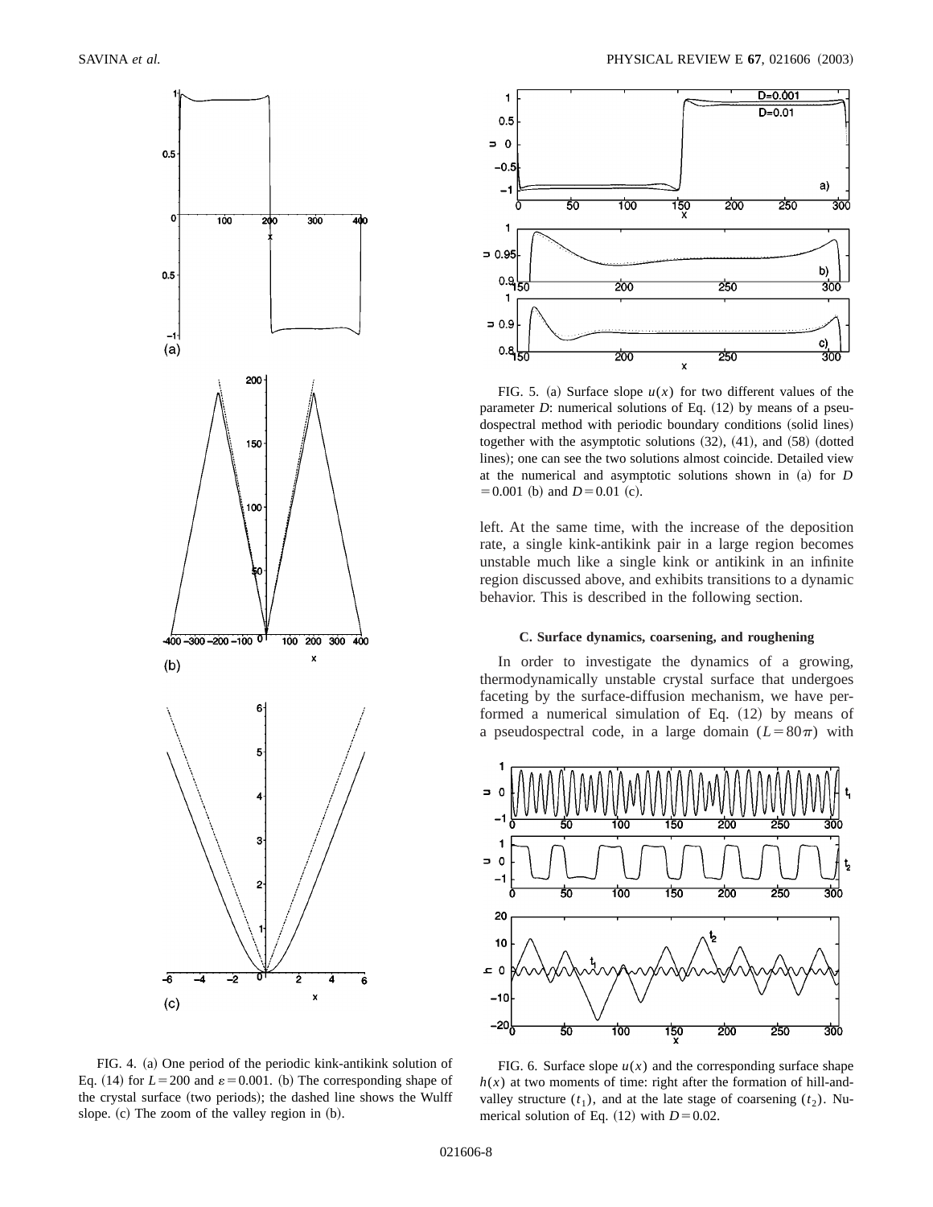FIG. 4. (a) One period of the periodic kink-antikink solution of Eq. (14) for $L=200$ and $\varepsilon=0.001$. (b) The corresponding shape of the crystal surface (two periods); the dashed line shows the Wulff slope. (c) The zoom of the valley region in (b).

FIG. 5. (a) Surface slope $u(x)$ for two different values of the parameter $D$: numerical solutions of Eq. (12) by means of a pseudospectral method with periodic boundary conditions (solid lines) together with the asymptotic solutions (32), (41), and (58) (dotted lines); one can see the two solutions almost coincide. Detailed view at the numerical and asymptotic solutions shown in (a) for $D=0.001$ (b) and $D=0.01$ (c).

left. At the same time, with the increase of the deposition rate, a single kink-antikink pair in a large region becomes unstable much like a single kink or antikink in an infinite region discussed above, and exhibits transitions to a dynamic behavior. This is described in the following section.

### C. Surface dynamics, coarsening, and roughening

In order to investigate the dynamics of a growing, thermodynamically unstable crystal surface that undergoes faceting by the surface-diffusion mechanism, we have performed a numerical simulation of Eq. (12) by means of a pseudospectral code, in a large domain ($L=80\pi$) with

FIG. 6. Surface slope $u(x)$ and the corresponding surface shape $h(x)$ at two moments of time: right after the formation of hill-and-valley structure ($t_1$), and at the late stage of coarsening ($t_2$). Numerical solution of Eq. (12) with $D=0.02$.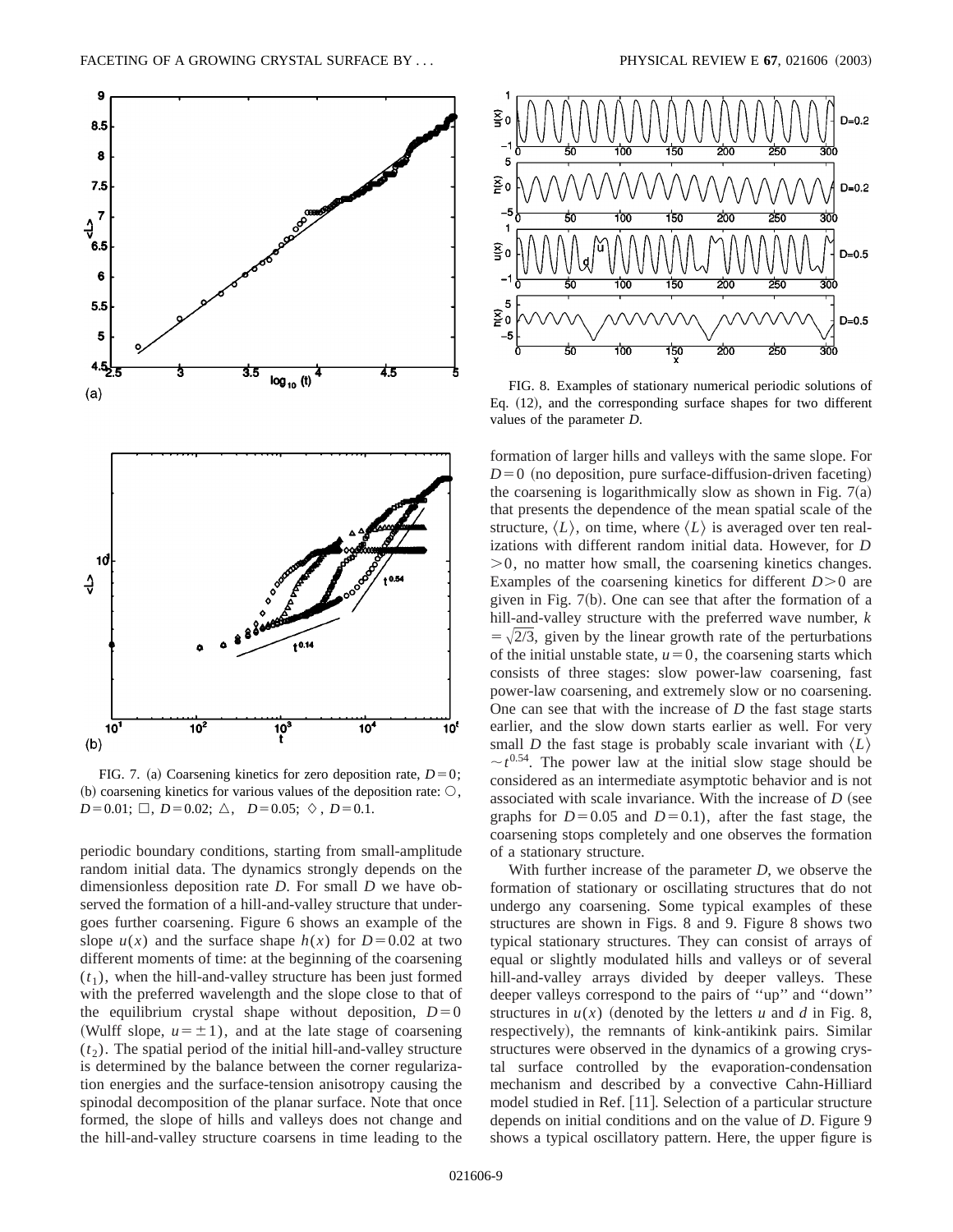FIG. 7. (a) Coarsening kinetics for zero deposition rate, $D=0$; (b) coarsening kinetics for various values of the deposition rate: ○, $D=0.01$; □, $D=0.02$; △, $D=0.05$; ◇, $D=0.1$.

periodic boundary conditions, starting from small-amplitude random initial data. The dynamics strongly depends on the dimensionless deposition rate $D$. For small $D$ we have observed the formation of a hill-and-valley structure that undergoes further coarsening. Figure 6 shows an example of the slope $u(x)$ and the surface shape $h(x)$ for $D=0.02$ at two different moments of time: at the beginning of the coarsening ($t_1$), when the hill-and-valley structure has been just formed with the preferred wavelength and the slope close to that of the equilibrium crystal shape without deposition, $D=0$ (Wulff slope, $u=\pm 1$), and at the late stage of coarsening ($t_2$). The spatial period of the initial hill-and-valley structure is determined by the balance between the corner regularization energies and the surface-tension anisotropy causing the spinodal decomposition of the planar surface. Note that once formed, the slope of hills and valleys does not change and the hill-and-valley structure coarsens in time leading to the formation of larger hills and valleys with the same slope. For $D=0$ (no deposition, pure surface-diffusion-driven faceting) the coarsening is logarithmically slow as shown in Fig. 7(a) that presents the dependence of the mean spatial scale of the structure, $\langle L\rangle$, on time, where $\langle L\rangle$ is averaged over ten realizations with different random initial data. However, for $D>0$, no matter how small, the coarsening kinetics changes. Examples of the coarsening kinetics for different $D>0$ are given in Fig. 7(b). One can see that after the formation of a hill-and-valley structure with the preferred wave number, $k=\sqrt{2/3}$, given by the linear growth rate of the perturbations of the initial unstable state, $u=0$, the coarsening starts which consists of three stages: slow power-law coarsening, fast power-law coarsening, and extremely slow or no coarsening. One can see that with the increase of $D$ the fast stage starts earlier, and the slow down starts earlier as well. For very small $D$ the fast stage is probably scale invariant with $\langle L\rangle \sim t^{0.54}$. The power law at the initial slow stage should be considered as an intermediate asymptotic behavior and is not associated with scale invariance. With the increase of $D$ (see graphs for $D=0.05$ and $D=0.1$), after the fast stage, the coarsening stops completely and one observes the formation of a stationary structure.

FIG. 8. Examples of stationary numerical periodic solutions of Eq. (12), and the corresponding surface shapes for two different values of the parameter $D$.

With further increase of the parameter $D$, we observe the formation of stationary or oscillating structures that do not undergo any coarsening. Some typical examples of these structures are shown in Figs. 8 and 9. Figure 8 shows two typical stationary structures. They can consist of arrays of equal or slightly modulated hills and valleys or of several hill-and-valley arrays divided by deeper valleys. These deeper valleys correspond to the pairs of "up" and "down" structures in $u(x)$ (denoted by the letters $u$ and $d$ in Fig. 8, respectively), the remnants of kink-antikink pairs. Similar structures were observed in the dynamics of a growing crystal surface controlled by the evaporation-condensation mechanism and described by a convective Cahn-Hilliard model studied in Ref. [11]. Selection of a particular structure depends on initial conditions and on the value of $D$. Figure 9 shows a typical oscillatory pattern. Here, the upper figure is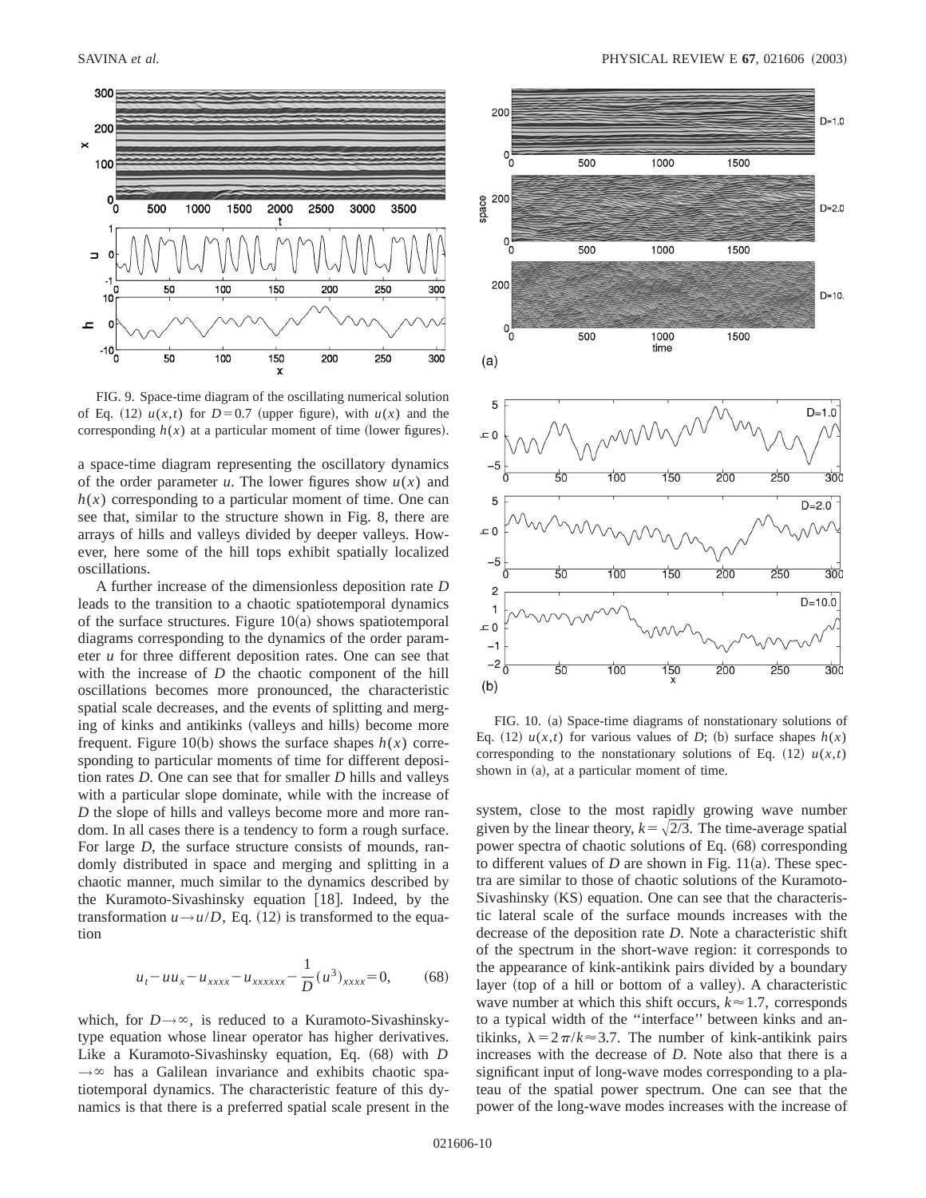FIG. 9. Space-time diagram of the oscillating numerical solution of Eq. (12) $u(x,t)$ for $D=0.7$ (upper figure), with $u(x)$ and the corresponding $h(x)$ at a particular moment of time (lower figures).

a space-time diagram representing the oscillatory dynamics of the order parameter $u$. The lower figures show $u(x)$ and $h(x)$ corresponding to a particular moment of time. One can see that, similar to the structure shown in Fig. 8, there are arrays of hills and valleys divided by deeper valleys. However, here some of the hill tops exhibit spatially localized oscillations.

A further increase of the dimensionless deposition rate $D$ leads to the transition to a chaotic spatiotemporal dynamics of the surface structures. Figure 10(a) shows spatiotemporal diagrams corresponding to the dynamics of the order parameter $u$ for three different deposition rates. One can see that with the increase of $D$ the chaotic component of the hill oscillations becomes more pronounced, the characteristic spatial scale decreases, and the events of splitting and merging of kinks and antikinks (valleys and hills) become more frequent. Figure 10(b) shows the surface shapes $h(x)$ corresponding to particular moments of time for different deposition rates $D$. One can see that for smaller $D$ hills and valleys with a particular slope dominate, while with the increase of $D$ the slope of hills and valleys become more and more random. In all cases there is a tendency to form a rough surface. For large $D$, the surface structure consists of mounds, randomly distributed in space and merging and splitting in a chaotic manner, much similar to the dynamics described by the Kuramoto-Sivashinsky equation [18]. Indeed, by the transformation $u \rightarrow u/D$, Eq. (12) is transformed to the equation

$$u_t - uu_x - u_{xxxx} - u_{xxxxxx} - \frac{1}{D}(u^3)_{xxxx} = 0, \qquad (68)$$

which, for $D \rightarrow \infty$, is reduced to a Kuramoto-Sivashinsky-type equation whose linear operator has higher derivatives. Like a Kuramoto-Sivashinsky equation, Eq. (68) with $D \rightarrow \infty$ has a Galilean invariance and exhibits chaotic spatiotemporal dynamics. The characteristic feature of this dynamics is that there is a preferred spatial scale present in the system, close to the most rapidly growing wave number given by the linear theory, $k = \sqrt{2/3}$. The time-average spatial power spectra of chaotic solutions of Eq. (68) corresponding to different values of $D$ are shown in Fig. 11(a). These spectra are similar to those of chaotic solutions of the Kuramoto-Sivashinsky (KS) equation. One can see that the characteristic lateral scale of the surface mounds increases with the decrease of the deposition rate $D$. Note a characteristic shift of the spectrum in the short-wave region: it corresponds to the appearance of kink-antikink pairs divided by a boundary layer (top of a hill or bottom of a valley). A characteristic wave number at which this shift occurs, $k \approx 1.7$, corresponds to a typical width of the "interface" between kinks and antikinks, $\lambda = 2\pi/k \approx 3.7$. The number of kink-antikink pairs increases with the decrease of $D$. Note also that there is a significant input of long-wave modes corresponding to a plateau of the spatial power spectrum. One can see that the power of the long-wave modes increases with the increase of

FIG. 10. (a) Space-time diagrams of nonstationary solutions of Eq. (12) $u(x,t)$ for various values of $D$; (b) surface shapes $h(x)$ corresponding to the nonstationary solutions of Eq. (12) $u(x,t)$ shown in (a), at a particular moment of time.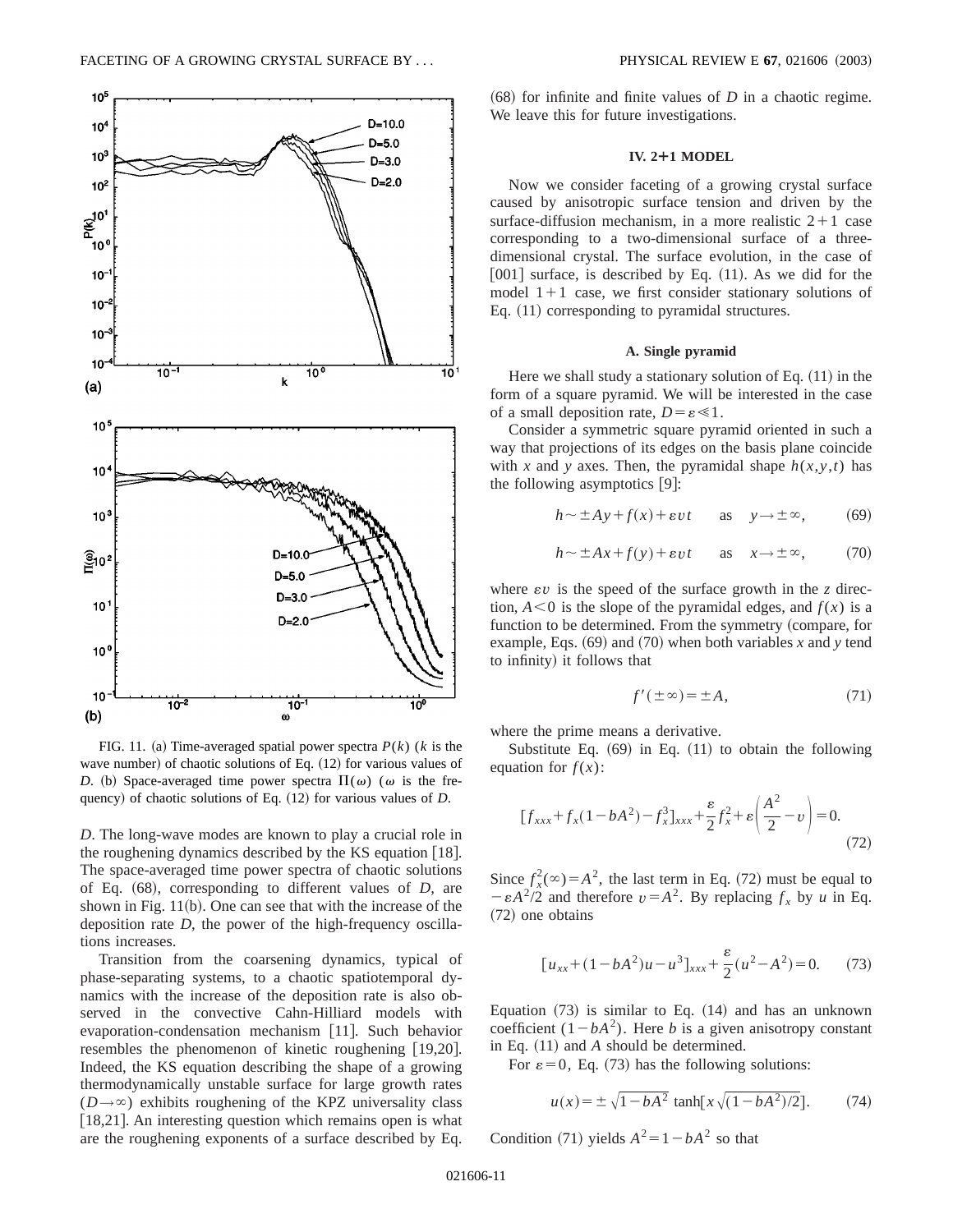FIG. 11. (a) Time-averaged spatial power spectra $P(k)$ ($k$ is the wave number) of chaotic solutions of Eq. (12) for various values of $D$. (b) Space-averaged time power spectra $\Pi(\omega)$ ($\omega$ is the frequency) of chaotic solutions of Eq. (12) for various values of $D$.

$D$. The long-wave modes are known to play a crucial role in the roughening dynamics described by the KS equation [18]. The space-averaged time power spectra of chaotic solutions of Eq. (68), corresponding to different values of $D$, are shown in Fig. 11(b). One can see that with the increase of the deposition rate $D$, the power of the high-frequency oscillations increases.

Transition from the coarsening dynamics, typical of phase-separating systems, to a chaotic spatiotemporal dynamics with the increase of the deposition rate is also observed in the convective Cahn-Hilliard models with evaporation-condensation mechanism [11]. Such behavior resembles the phenomenon of kinetic roughening [19,20]. Indeed, the KS equation describing the shape of a growing thermodynamically unstable surface for large growth rates ($D\to\infty$) exhibits roughening of the KPZ universality class [18,21]. An interesting question which remains open is what are the roughening exponents of a surface described by Eq. (68) for infinite and finite values of $D$ in a chaotic regime. We leave this for future investigations.

## IV. 2+1 MODEL

Now we consider faceting of a growing crystal surface caused by anisotropic surface tension and driven by the surface-diffusion mechanism, in a more realistic $2+1$ case corresponding to a two-dimensional surface of a three-dimensional crystal. The surface evolution, in the case of [001] surface, is described by Eq. (11). As we did for the model $1+1$ case, we first consider stationary solutions of Eq. (11) corresponding to pyramidal structures.

### A. Single pyramid

Here we shall study a stationary solution of Eq. (11) in the form of a square pyramid. We will be interested in the case of a small deposition rate, $D=\varepsilon\ll 1$.

Consider a symmetric square pyramid oriented in such a way that projections of its edges on the basis plane coincide with $x$ and $y$ axes. Then, the pyramidal shape $h(x,y,t)$ has the following asymptotics [9]:

$$h\sim \pm Ay+f(x)+\varepsilon vt \qquad \text{as} \quad y\to\pm\infty, \tag{69}$$

$$h\sim \pm Ax+f(y)+\varepsilon vt \qquad \text{as} \quad x\to\pm\infty, \tag{70}$$

where $\varepsilon v$ is the speed of the surface growth in the $z$ direction, $A<0$ is the slope of the pyramidal edges, and $f(x)$ is a function to be determined. From the symmetry (compare, for example, Eqs. (69) and (70) when both variables $x$ and $y$ tend to infinity) it follows that

$$f'(\pm\infty)=\pm A, \tag{71}$$

where the prime means a derivative.

Substitute Eq. (69) in Eq. (11) to obtain the following equation for $f(x)$:

$$[f_{xxx}+f_x(1-bA^2)-f_x^3]_{xxx}+\frac{\varepsilon}{2}f_x^2+\varepsilon\left(\frac{A^2}{2}-v\right)=0. \tag{72}$$

Since $f_x^2(\infty)=A^2$, the last term in Eq. (72) must be equal to $-\varepsilon A^2/2$ and therefore $v=A^2$. By replacing $f_x$ by $u$ in Eq. (72) one obtains

$$[u_{xx}+(1-bA^2)u-u^3]_{xxx}+\frac{\varepsilon}{2}(u^2-A^2)=0. \tag{73}$$

Equation (73) is similar to Eq. (14) and has an unknown coefficient $(1-bA^2)$. Here $b$ is a given anisotropy constant in Eq. (11) and $A$ should be determined.

For $\varepsilon=0$, Eq. (73) has the following solutions:

$$u(x)=\pm\sqrt{1-bA^2}\tanh[x\sqrt{(1-bA^2)/2}]. \tag{74}$$

Condition (71) yields $A^2=1-bA^2$ so that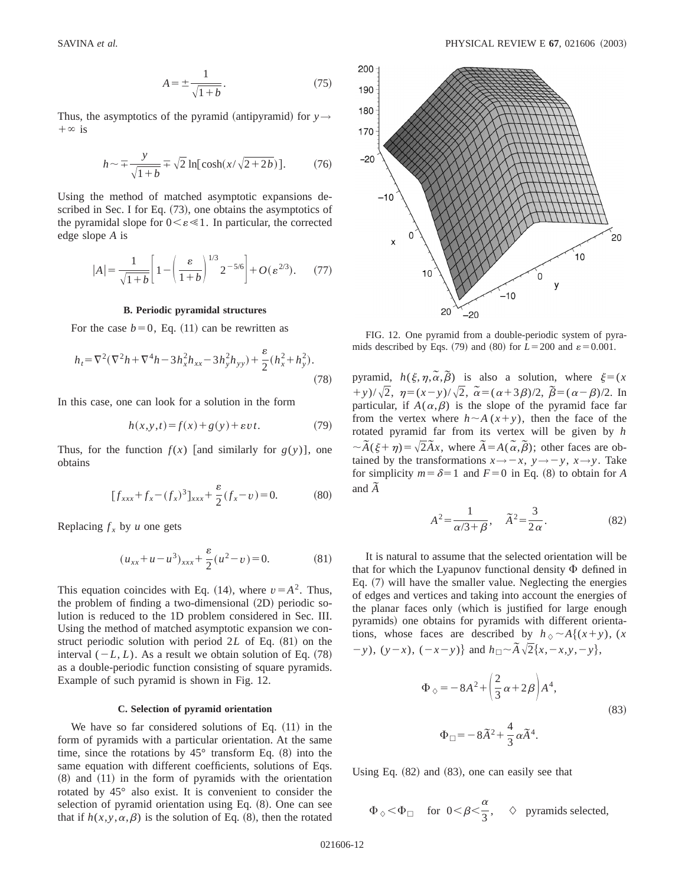$$A = \pm \frac{1}{\sqrt{1+b}}. \tag{75}$$

Thus, the asymptotics of the pyramid (antipyramid) for $y \to +\infty$ is

$$h \sim \mp \frac{y}{\sqrt{1+b}} \mp \sqrt{2}\ln[\cosh(x/\sqrt{2+2b})]. \tag{76}$$

Using the method of matched asymptotic expansions described in Sec. I for Eq. (73), one obtains the asymptotics of the pyramidal slope for $0<\varepsilon \ll 1$. In particular, the corrected edge slope $A$ is

$$|A| = \frac{1}{\sqrt{1+b}}\left[1 - \left(\frac{\varepsilon}{1+b}\right)^{1/3} 2^{-5/6}\right] + O(\varepsilon^{2/3}). \tag{77}$$

### B. Periodic pyramidal structures

For the case $b=0$, Eq. (11) can be rewritten as

$$h_t = \nabla^2(\nabla^2 h + \nabla^4 h - 3h_x^2 h_{xx} - 3h_y^2 h_{yy}) + \frac{\varepsilon}{2}(h_x^2 + h_y^2). \tag{78}$$

In this case, one can look for a solution in the form

$$h(x,y,t) = f(x) + g(y) + \varepsilon v t. \tag{79}$$

Thus, for the function $f(x)$ [and similarly for $g(y)$], one obtains

$$[f_{xxx} + f_x - (f_x)^3]_{xxx} + \frac{\varepsilon}{2}(f_x - v) = 0. \tag{80}$$

Replacing $f_x$ by $u$ one gets

$$(u_{xx} + u - u^3)_{xxx} + \frac{\varepsilon}{2}(u^2 - v) = 0. \tag{81}$$

This equation coincides with Eq. (14), where $v = A^2$. Thus, the problem of finding a two-dimensional (2D) periodic solution is reduced to the 1D problem considered in Sec. III. Using the method of matched asymptotic expansion we construct periodic solution with period $2L$ of Eq. (81) on the interval $(-L, L)$. As a result we obtain solution of Eq. (78) as a double-periodic function consisting of square pyramids. Example of such pyramid is shown in Fig. 12.

FIG. 12. One pyramid from a double-periodic system of pyramids described by Eqs. (79) and (80) for $L=200$ and $\varepsilon = 0.001$.

### C. Selection of pyramid orientation

We have so far considered solutions of Eq. (11) in the form of pyramids with a particular orientation. At the same time, since the rotations by 45° transform Eq. (8) into the same equation with different coefficients, solutions of Eqs. (8) and (11) in the form of pyramids with the orientation rotated by 45° also exist. It is convenient to consider the selection of pyramid orientation using Eq. (8). One can see that if $h(x,y,\alpha,\beta)$ is the solution of Eq. (8), then the rotated pyramid, $h(\xi,\eta,\tilde{\alpha},\tilde{\beta})$ is also a solution, where $\xi = (x+y)/\sqrt{2}$, $\eta = (x-y)/\sqrt{2}$, $\tilde{\alpha} = (\alpha + 3\beta)/2$, $\tilde{\beta} = (\alpha - \beta)/2$. In particular, if $A(\alpha,\beta)$ is the slope of the pyramid face far from the vertex where $h \sim A(x+y)$, then the face of the rotated pyramid far from its vertex will be given by $h \sim \tilde{A}(\xi + \eta) = \sqrt{2}\tilde{A}x$, where $\tilde{A} = A(\tilde{\alpha},\tilde{\beta})$; other faces are obtained by the transformations $x \to -x$, $y \to -y$, $x \to y$. Take for simplicity $m = \delta = 1$ and $F = 0$ in Eq. (8) to obtain for $A$ and $\tilde{A}$

$$A^2 = \frac{1}{\alpha/3 + \beta}, \quad \tilde{A}^2 = \frac{3}{2\alpha}. \tag{82}$$

It is natural to assume that the selected orientation will be that for which the Lyapunov functional density $\Phi$ defined in Eq. (7) will have the smaller value. Neglecting the energies of edges and vertices and taking into account the energies of the planar faces only (which is justified for large enough pyramids) one obtains for pyramids with different orientations, whose faces are described by $h_\diamond \sim A\{(x+y), (x-y), (y-x), (-x-y)\}$ and $h_\square \sim \tilde{A}\sqrt{2}\{x, -x, y, -y\}$,

$$\Phi_\diamond = -8A^2 + \left(\frac{2}{3}\alpha + 2\beta\right)A^4,$$
$$\Phi_\square = -8\tilde{A}^2 + \frac{4}{3}\alpha\tilde{A}^4. \tag{83}$$

Using Eq. (82) and (83), one can easily see that

$$\Phi_\diamond < \Phi_\square \quad \text{for } 0 < \beta < \frac{\alpha}{3}, \quad \diamond \text{ pyramids selected,}$$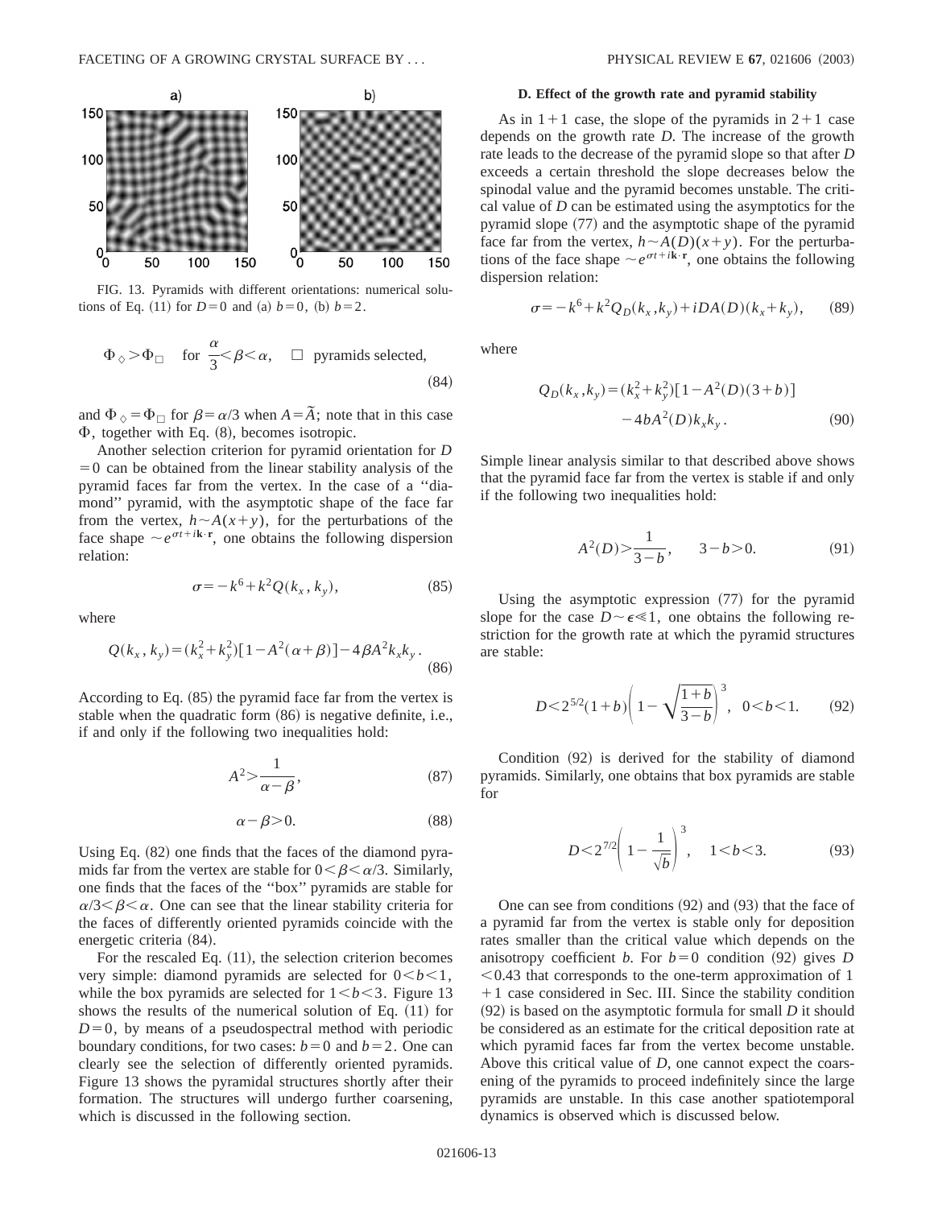FIG. 13. Pyramids with different orientations: numerical solutions of Eq. (11) for $D=0$ and (a) $b=0$, (b) $b=2$.

$$\Phi_{\diamond} > \Phi_{\square} \quad \text{for} \quad \frac{\alpha}{3} < \beta < \alpha, \quad \square \text{ pyramids selected,} \tag{84}$$

and $\Phi_{\diamond} = \Phi_{\square}$ for $\beta = \alpha/3$ when $A = \tilde{A}$; note that in this case $\Phi$, together with Eq. (8), becomes isotropic.

Another selection criterion for pyramid orientation for $D=0$ can be obtained from the linear stability analysis of the pyramid faces far from the vertex. In the case of a "diamond" pyramid, with the asymptotic shape of the face far from the vertex, $h \sim A(x+y)$, for the perturbations of the face shape $\sim e^{\sigma t + i\mathbf{k}\cdot\mathbf{r}}$, one obtains the following dispersion relation:

$$\sigma = -k^6 + k^2 Q(k_x, k_y), \tag{85}$$

where

$$Q(k_x, k_y) = (k_x^2 + k_y^2)[1 - A^2(\alpha+\beta)] - 4\beta A^2 k_x k_y. \tag{86}$$

According to Eq. (85) the pyramid face far from the vertex is stable when the quadratic form (86) is negative definite, i.e., if and only if the following two inequalities hold:

$$A^2 > \frac{1}{\alpha - \beta}, \tag{87}$$

$$\alpha - \beta > 0. \tag{88}$$

Using Eq. (82) one finds that the faces of the diamond pyramids far from the vertex are stable for $0 < \beta < \alpha/3$. Similarly, one finds that the faces of the "box" pyramids are stable for $\alpha/3 < \beta < \alpha$. One can see that the linear stability criteria for the faces of differently oriented pyramids coincide with the energetic criteria (84).

For the rescaled Eq. (11), the selection criterion becomes very simple: diamond pyramids are selected for $0 < b < 1$, while the box pyramids are selected for $1 < b < 3$. Figure 13 shows the results of the numerical solution of Eq. (11) for $D=0$, by means of a pseudospectral method with periodic boundary conditions, for two cases: $b=0$ and $b=2$. One can clearly see the selection of differently oriented pyramids. Figure 13 shows the pyramidal structures shortly after their formation. The structures will undergo further coarsening, which is discussed in the following section.

### D. Effect of the growth rate and pyramid stability

As in $1+1$ case, the slope of the pyramids in $2+1$ case depends on the growth rate $D$. The increase of the growth rate leads to the decrease of the pyramid slope so that after $D$ exceeds a certain threshold the slope decreases below the spinodal value and the pyramid becomes unstable. The critical value of $D$ can be estimated using the asymptotics for the pyramid slope (77) and the asymptotic shape of the pyramid face far from the vertex, $h \sim A(D)(x+y)$. For the perturbations of the face shape $\sim e^{\sigma t + i\mathbf{k}\cdot\mathbf{r}}$, one obtains the following dispersion relation:

$$\sigma = -k^6 + k^2 Q_D(k_x, k_y) + iDA(D)(k_x + k_y), \tag{89}$$

where

$$Q_D(k_x, k_y) = (k_x^2 + k_y^2)[1 - A^2(D)(3+b)] - 4bA^2(D)k_x k_y. \tag{90}$$

Simple linear analysis similar to that described above shows that the pyramid face far from the vertex is stable if and only if the following two inequalities hold:

$$A^2(D) > \frac{1}{3-b}, \qquad 3-b > 0. \tag{91}$$

Using the asymptotic expression (77) for the pyramid slope for the case $D \sim \epsilon \ll 1$, one obtains the following restriction for the growth rate at which the pyramid structures are stable:

$$D < 2^{5/2}(1+b)\left(1 - \sqrt{\frac{1+b}{3-b}}\right)^3, \quad 0 < b < 1. \tag{92}$$

Condition (92) is derived for the stability of diamond pyramids. Similarly, one obtains that box pyramids are stable for

$$D < 2^{7/2}\left(1 - \frac{1}{\sqrt{b}}\right)^3, \quad 1 < b < 3. \tag{93}$$

One can see from conditions (92) and (93) that the face of a pyramid far from the vertex is stable only for deposition rates smaller than the critical value which depends on the anisotropy coefficient $b$. For $b=0$ condition (92) gives $D < 0.43$ that corresponds to the one-term approximation of $1+1$ case considered in Sec. III. Since the stability condition (92) is based on the asymptotic formula for small $D$ it should be considered as an estimate for the critical deposition rate at which pyramid faces far from the vertex become unstable. Above this critical value of $D$, one cannot expect the coarsening of the pyramids to proceed indefinitely since the large pyramids are unstable. In this case another spatiotemporal dynamics is observed which is discussed below.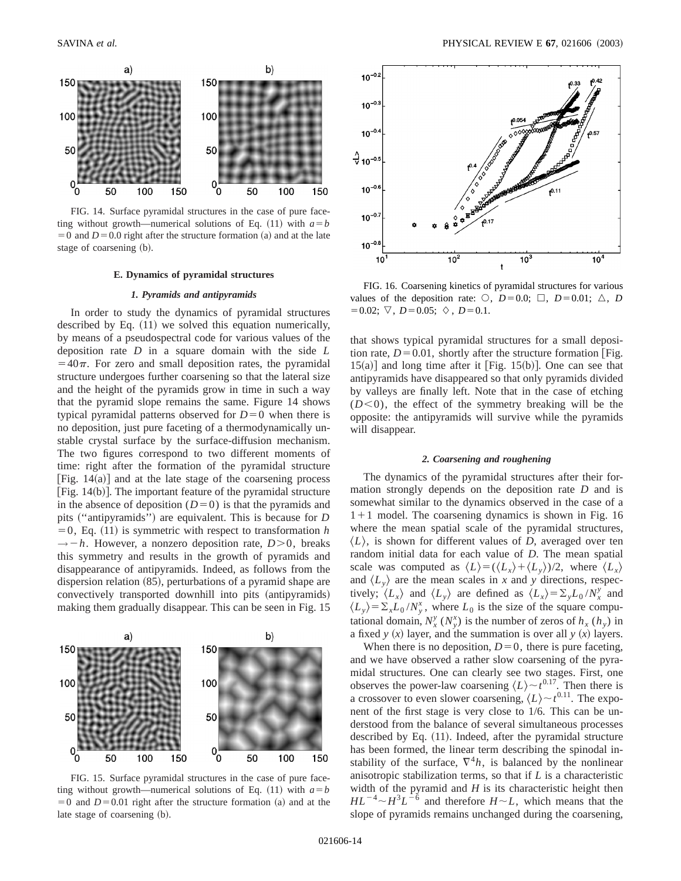FIG. 14. Surface pyramidal structures in the case of pure faceting without growth—numerical solutions of Eq. (11) with $a=b=0$ and $D=0.0$ right after the structure formation (a) and at the late stage of coarsening (b).

### E. Dynamics of pyramidal structures

#### 1. Pyramids and antipyramids

In order to study the dynamics of pyramidal structures described by Eq. (11) we solved this equation numerically, by means of a pseudospectral code for various values of the deposition rate $D$ in a square domain with the side $L=40\pi$. For zero and small deposition rates, the pyramidal structure undergoes further coarsening so that the lateral size and the height of the pyramids grow in time in such a way that the pyramid slope remains the same. Figure 14 shows typical pyramidal patterns observed for $D=0$ when there is no deposition, just pure faceting of a thermodynamically unstable crystal surface by the surface-diffusion mechanism. The two figures correspond to two different moments of time: right after the formation of the pyramidal structure [Fig. 14(a)] and at the late stage of the coarsening process [Fig. 14(b)]. The important feature of the pyramidal structure in the absence of deposition ($D=0$) is that the pyramids and pits ("antipyramids") are equivalent. This is because for $D=0$, Eq. (11) is symmetric with respect to transformation $h\to -h$. However, a nonzero deposition rate, $D>0$, breaks this symmetry and results in the growth of pyramids and disappearance of antipyramids. Indeed, as follows from the dispersion relation (85), perturbations of a pyramid shape are convectively transported downhill into pits (antipyramids) making them gradually disappear. This can be seen in Fig. 15

FIG. 15. Surface pyramidal structures in the case of pure faceting without growth—numerical solutions of Eq. (11) with $a=b=0$ and $D=0.01$ right after the structure formation (a) and at the late stage of coarsening (b).

FIG. 16. Coarsening kinetics of pyramidal structures for various values of the deposition rate: ○, $D=0.0$; □, $D=0.01$; △, $D=0.02$; ▽, $D=0.05$; ◇, $D=0.1$.

that shows typical pyramidal structures for a small deposition rate, $D=0.01$, shortly after the structure formation [Fig. 15(a)] and long time after it [Fig. 15(b)]. One can see that antipyramids have disappeared so that only pyramids divided by valleys are finally left. Note that in the case of etching ($D<0$), the effect of the symmetry breaking will be the opposite: the antipyramids will survive while the pyramids will disappear.

#### 2. Coarsening and roughening

The dynamics of the pyramidal structures after their formation strongly depends on the deposition rate $D$ and is somewhat similar to the dynamics observed in the case of a $1+1$ model. The coarsening dynamics is shown in Fig. 16 where the mean spatial scale of the pyramidal structures, $\langle L\rangle$, is shown for different values of $D$, averaged over ten random initial data for each value of $D$. The mean spatial scale was computed as $\langle L\rangle=(\langle L_x\rangle+\langle L_y\rangle)/2$, where $\langle L_x\rangle$ and $\langle L_y\rangle$ are the mean scales in $x$ and $y$ directions, respectively; $\langle L_x\rangle$ and $\langle L_y\rangle$ are defined as $\langle L_x\rangle=\Sigma_y L_0/N_x^y$ and $\langle L_y\rangle=\Sigma_x L_0/N_y^x$, where $L_0$ is the size of the square computational domain, $N_x^y$ ($N_y^x$) is the number of zeros of $h_x$ ($h_y$) in a fixed $y$ ($x$) layer, and the summation is over all $y$ ($x$) layers.

When there is no deposition, $D=0$, there is pure faceting, and we have observed a rather slow coarsening of the pyramidal structures. One can clearly see two stages. First, one observes the power-law coarsening $\langle L\rangle\sim t^{0.17}$. Then there is a crossover to even slower coarsening, $\langle L\rangle\sim t^{0.11}$. The exponent of the first stage is very close to 1/6. This can be understood from the balance of several simultaneous processes described by Eq. (11). Indeed, after the pyramidal structure has been formed, the linear term describing the spinodal instability of the surface, $\nabla^4 h$, is balanced by the nonlinear anisotropic stabilization terms, so that if $L$ is a characteristic width of the pyramid and $H$ is its characteristic height then $HL^{-4}\sim H^3L^{-6}$ and therefore $H\sim L$, which means that the slope of pyramids remains unchanged during the coarsening,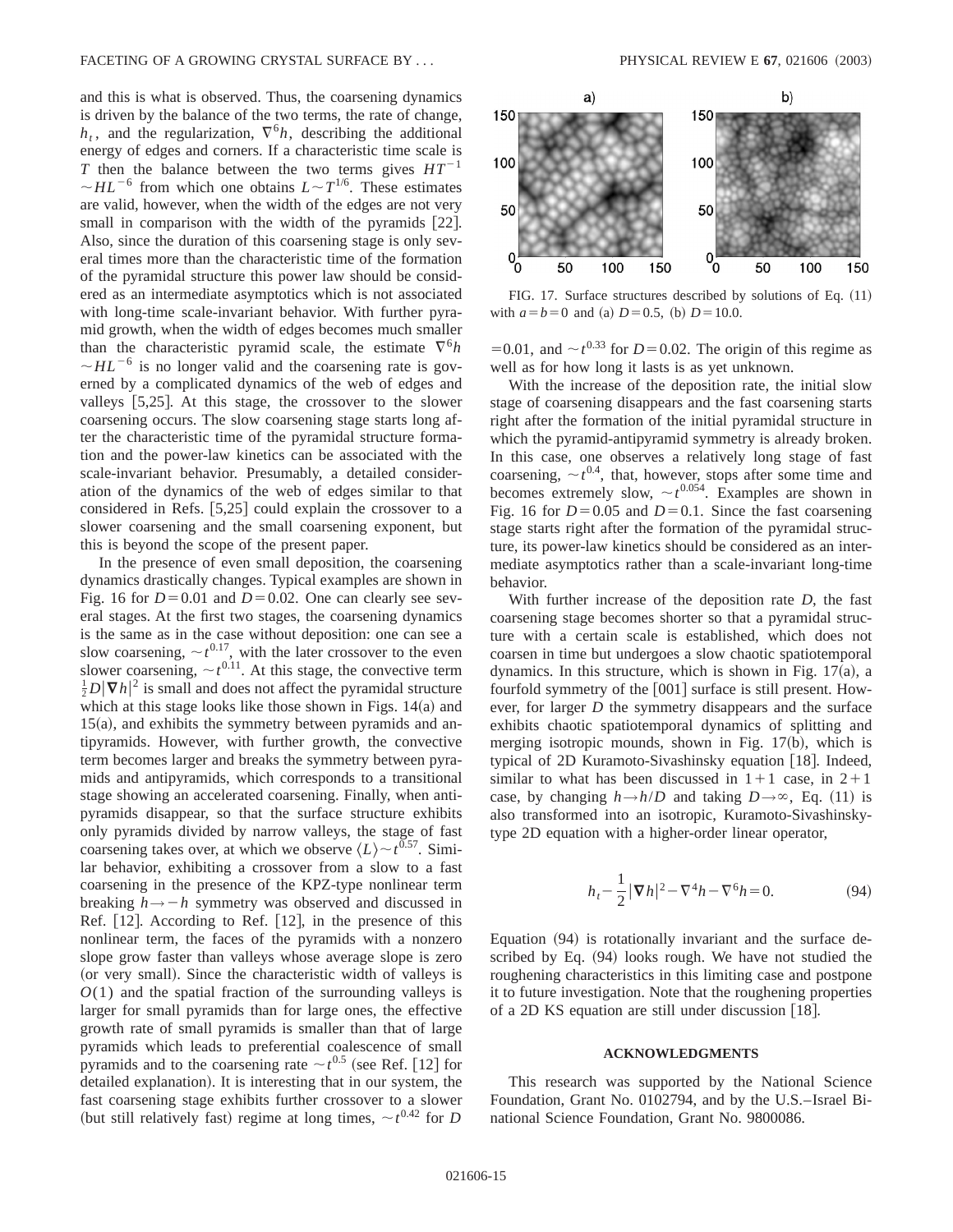and this is what is observed. Thus, the coarsening dynamics is driven by the balance of the two terms, the rate of change, $h_t$, and the regularization, $\nabla^6 h$, describing the additional energy of edges and corners. If a characteristic time scale is $T$ then the balance between the two terms gives $HT^{-1} \sim HL^{-6}$ from which one obtains $L \sim T^{1/6}$. These estimates are valid, however, when the width of the edges are not very small in comparison with the width of the pyramids [22]. Also, since the duration of this coarsening stage is only several times more than the characteristic time of the formation of the pyramidal structure this power law should be considered as an intermediate asymptotics which is not associated with long-time scale-invariant behavior. With further pyramid growth, when the width of edges becomes much smaller than the characteristic pyramid scale, the estimate $\nabla^6 h \sim HL^{-6}$ is no longer valid and the coarsening rate is governed by a complicated dynamics of the web of edges and valleys [5,25]. At this stage, the crossover to the slower coarsening occurs. The slow coarsening stage starts long after the characteristic time of the pyramidal structure formation and the power-law kinetics can be associated with the scale-invariant behavior. Presumably, a detailed consideration of the dynamics of the web of edges similar to that considered in Refs. [5,25] could explain the crossover to a slower coarsening and the small coarsening exponent, but this is beyond the scope of the present paper.

In the presence of even small deposition, the coarsening dynamics drastically changes. Typical examples are shown in Fig. 16 for $D=0.01$ and $D=0.02$. One can clearly see several stages. At the first two stages, the coarsening dynamics is the same as in the case without deposition: one can see a slow coarsening, $\sim t^{0.17}$, with the later crossover to the even slower coarsening, $\sim t^{0.11}$. At this stage, the convective term $\frac{1}{2}D|\nabla h|^2$ is small and does not affect the pyramidal structure which at this stage looks like those shown in Figs. 14(a) and 15(a), and exhibits the symmetry between pyramids and antipyramids. However, with further growth, the convective term becomes larger and breaks the symmetry between pyramids and antipyramids, which corresponds to a transitional stage showing an accelerated coarsening. Finally, when antipyramids disappear, so that the surface structure exhibits only pyramids divided by narrow valleys, the stage of fast coarsening takes over, at which we observe $\langle L \rangle \sim t^{0.57}$. Similar behavior, exhibiting a crossover from a slow to a fast coarsening in the presence of the KPZ-type nonlinear term breaking $h \to -h$ symmetry was observed and discussed in Ref. [12]. According to Ref. [12], in the presence of this nonlinear term, the faces of the pyramids with a nonzero slope grow faster than valleys whose average slope is zero (or very small). Since the characteristic width of valleys is $O(1)$ and the spatial fraction of the surrounding valleys is larger for small pyramids than for large ones, the effective growth rate of small pyramids is smaller than that of large pyramids which leads to preferential coalescence of small pyramids and to the coarsening rate $\sim t^{0.5}$ (see Ref. [12] for detailed explanation). It is interesting that in our system, the fast coarsening stage exhibits further crossover to a slower (but still relatively fast) regime at long times, $\sim t^{0.42}$ for $D=0.01$, and $\sim t^{0.33}$ for $D=0.02$. The origin of this regime as well as for how long it lasts is as yet unknown.

FIG. 17. Surface structures described by solutions of Eq. (11) with $a=b=0$ and (a) $D=0.5$, (b) $D=10.0$.

With the increase of the deposition rate, the initial slow stage of coarsening disappears and the fast coarsening starts right after the formation of the initial pyramidal structure in which the pyramid-antipyramid symmetry is already broken. In this case, one observes a relatively long stage of fast coarsening, $\sim t^{0.4}$, that, however, stops after some time and becomes extremely slow, $\sim t^{0.054}$. Examples are shown in Fig. 16 for $D=0.05$ and $D=0.1$. Since the fast coarsening stage starts right after the formation of the pyramidal structure, its power-law kinetics should be considered as an intermediate asymptotics rather than a scale-invariant long-time behavior.

With further increase of the deposition rate $D$, the fast coarsening stage becomes shorter so that a pyramidal structure with a certain scale is established, which does not coarsen in time but undergoes a slow chaotic spatiotemporal dynamics. In this structure, which is shown in Fig. 17(a), a fourfold symmetry of the [001] surface is still present. However, for larger $D$ the symmetry disappears and the surface exhibits chaotic spatiotemporal dynamics of splitting and merging isotropic mounds, shown in Fig. 17(b), which is typical of 2D Kuramoto-Sivashinsky equation [18]. Indeed, similar to what has been discussed in $1+1$ case, in $2+1$ case, by changing $h \to h/D$ and taking $D \to \infty$, Eq. (11) is also transformed into an isotropic, Kuramoto-Sivashinsky-type 2D equation with a higher-order linear operator,

$$h_t - \frac{1}{2}|\nabla h|^2 - \nabla^4 h - \nabla^6 h = 0. \tag{94}$$

Equation (94) is rotationally invariant and the surface described by Eq. (94) looks rough. We have not studied the roughening characteristics in this limiting case and postpone it to future investigation. Note that the roughening properties of a 2D KS equation are still under discussion [18].

## ACKNOWLEDGMENTS

This research was supported by the National Science Foundation, Grant No. 0102794, and by the U.S.–Israel Binational Science Foundation, Grant No. 9800086.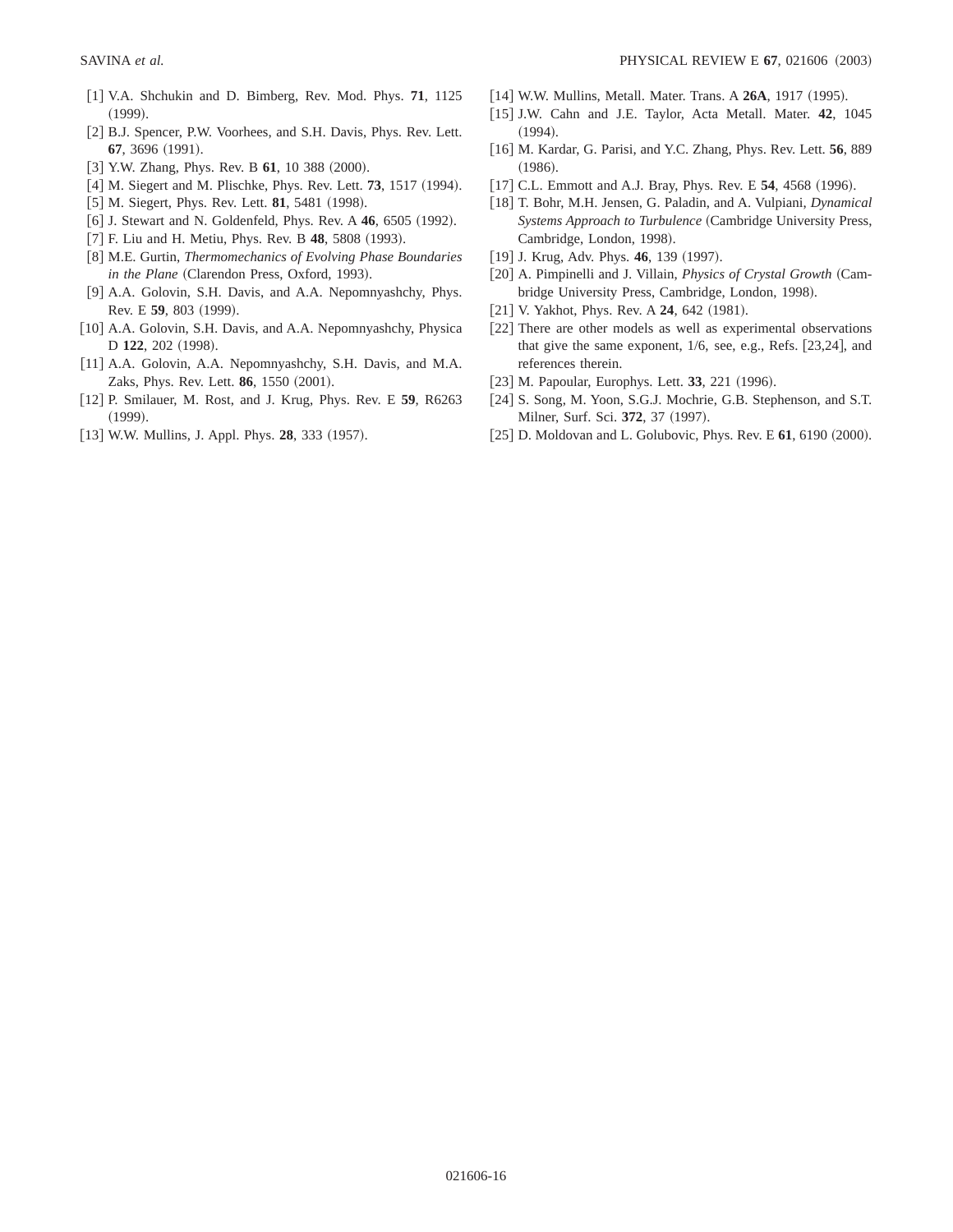[1] V.A. Shchukin and D. Bimberg, Rev. Mod. Phys. **71**, 1125 (1999).

[2] B.J. Spencer, P.W. Voorhees, and S.H. Davis, Phys. Rev. Lett. **67**, 3696 (1991).

[3] Y.W. Zhang, Phys. Rev. B **61**, 10 388 (2000).

[4] M. Siegert and M. Plischke, Phys. Rev. Lett. **73**, 1517 (1994).

[5] M. Siegert, Phys. Rev. Lett. **81**, 5481 (1998).

[6] J. Stewart and N. Goldenfeld, Phys. Rev. A **46**, 6505 (1992).

[7] F. Liu and H. Metiu, Phys. Rev. B **48**, 5808 (1993).

[8] M.E. Gurtin, *Thermomechanics of Evolving Phase Boundaries in the Plane* (Clarendon Press, Oxford, 1993).

[9] A.A. Golovin, S.H. Davis, and A.A. Nepomnyashchy, Phys. Rev. E **59**, 803 (1999).

[10] A.A. Golovin, S.H. Davis, and A.A. Nepomnyashchy, Physica D **122**, 202 (1998).

[11] A.A. Golovin, A.A. Nepomnyashchy, S.H. Davis, and M.A. Zaks, Phys. Rev. Lett. **86**, 1550 (2001).

[12] P. Smilauer, M. Rost, and J. Krug, Phys. Rev. E **59**, R6263 (1999).

[13] W.W. Mullins, J. Appl. Phys. **28**, 333 (1957).

[14] W.W. Mullins, Metall. Mater. Trans. A **26A**, 1917 (1995).

[15] J.W. Cahn and J.E. Taylor, Acta Metall. Mater. **42**, 1045 (1994).

[16] M. Kardar, G. Parisi, and Y.C. Zhang, Phys. Rev. Lett. **56**, 889 (1986).

[17] C.L. Emmott and A.J. Bray, Phys. Rev. E **54**, 4568 (1996).

[18] T. Bohr, M.H. Jensen, G. Paladin, and A. Vulpiani, *Dynamical Systems Approach to Turbulence* (Cambridge University Press, Cambridge, London, 1998).

[19] J. Krug, Adv. Phys. **46**, 139 (1997).

[20] A. Pimpinelli and J. Villain, *Physics of Crystal Growth* (Cambridge University Press, Cambridge, London, 1998).

[21] V. Yakhot, Phys. Rev. A **24**, 642 (1981).

[22] There are other models as well as experimental observations that give the same exponent, 1/6, see, e.g., Refs. [23,24], and references therein.

[23] M. Papoular, Europhys. Lett. **33**, 221 (1996).

[24] S. Song, M. Yoon, S.G.J. Mochrie, G.B. Stephenson, and S.T. Milner, Surf. Sci. **372**, 37 (1997).

[25] D. Moldovan and L. Golubovic, Phys. Rev. E **61**, 6190 (2000).